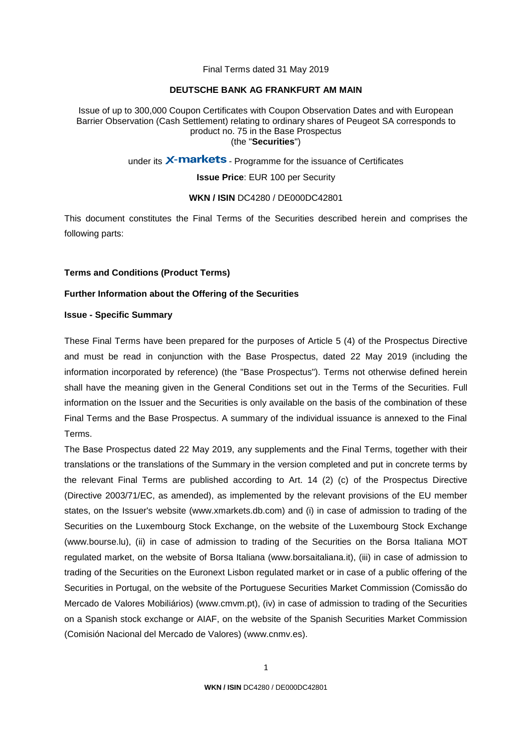Final Terms dated 31 May 2019

**DEUTSCHE BANK AG FRANKFURT AM MAIN**

Issue of up to 300,000 Coupon Certificates with Coupon Observation Dates and with European Barrier Observation (Cash Settlement) relating to ordinary shares of Peugeot SA corresponds to product no. 75 in the Base Prospectus
(the "**Securities**")

under its X-markets - Programme for the issuance of Certificates

**Issue Price**: EUR 100 per Security

**WKN / ISIN** DC4280 / DE000DC42801

This document constitutes the Final Terms of the Securities described herein and comprises the following parts:

**Terms and Conditions (Product Terms)**

**Further Information about the Offering of the Securities**

**Issue - Specific Summary**

These Final Terms have been prepared for the purposes of Article 5 (4) of the Prospectus Directive and must be read in conjunction with the Base Prospectus, dated 22 May 2019 (including the information incorporated by reference) (the "Base Prospectus"). Terms not otherwise defined herein shall have the meaning given in the General Conditions set out in the Terms of the Securities. Full information on the Issuer and the Securities is only available on the basis of the combination of these Final Terms and the Base Prospectus. A summary of the individual issuance is annexed to the Final Terms.

The Base Prospectus dated 22 May 2019, any supplements and the Final Terms, together with their translations or the translations of the Summary in the version completed and put in concrete terms by the relevant Final Terms are published according to Art. 14 (2) (c) of the Prospectus Directive (Directive 2003/71/EC, as amended), as implemented by the relevant provisions of the EU member states, on the Issuer's website (www.xmarkets.db.com) and (i) in case of admission to trading of the Securities on the Luxembourg Stock Exchange, on the website of the Luxembourg Stock Exchange (www.bourse.lu), (ii) in case of admission to trading of the Securities on the Borsa Italiana MOT regulated market, on the website of Borsa Italiana (www.borsaitaliana.it), (iii) in case of admission to trading of the Securities on the Euronext Lisbon regulated market or in case of a public offering of the Securities in Portugal, on the website of the Portuguese Securities Market Commission (Comissão do Mercado de Valores Mobiliários) (www.cmvm.pt), (iv) in case of admission to trading of the Securities on a Spanish stock exchange or AIAF, on the website of the Spanish Securities Market Commission (Comisión Nacional del Mercado de Valores) (www.cnmv.es).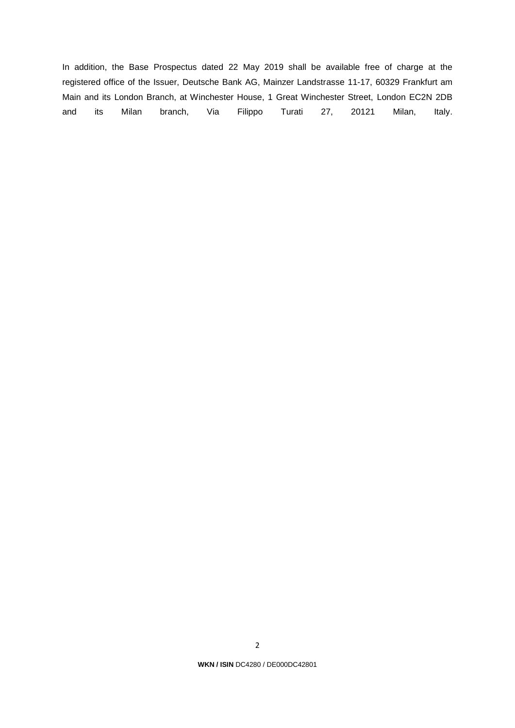In addition, the Base Prospectus dated 22 May 2019 shall be available free of charge at the registered office of the Issuer, Deutsche Bank AG, Mainzer Landstrasse 11-17, 60329 Frankfurt am Main and its London Branch, at Winchester House, 1 Great Winchester Street, London EC2N 2DB and its Milan branch, Via Filippo Turati 27, 20121 Milan, Italy.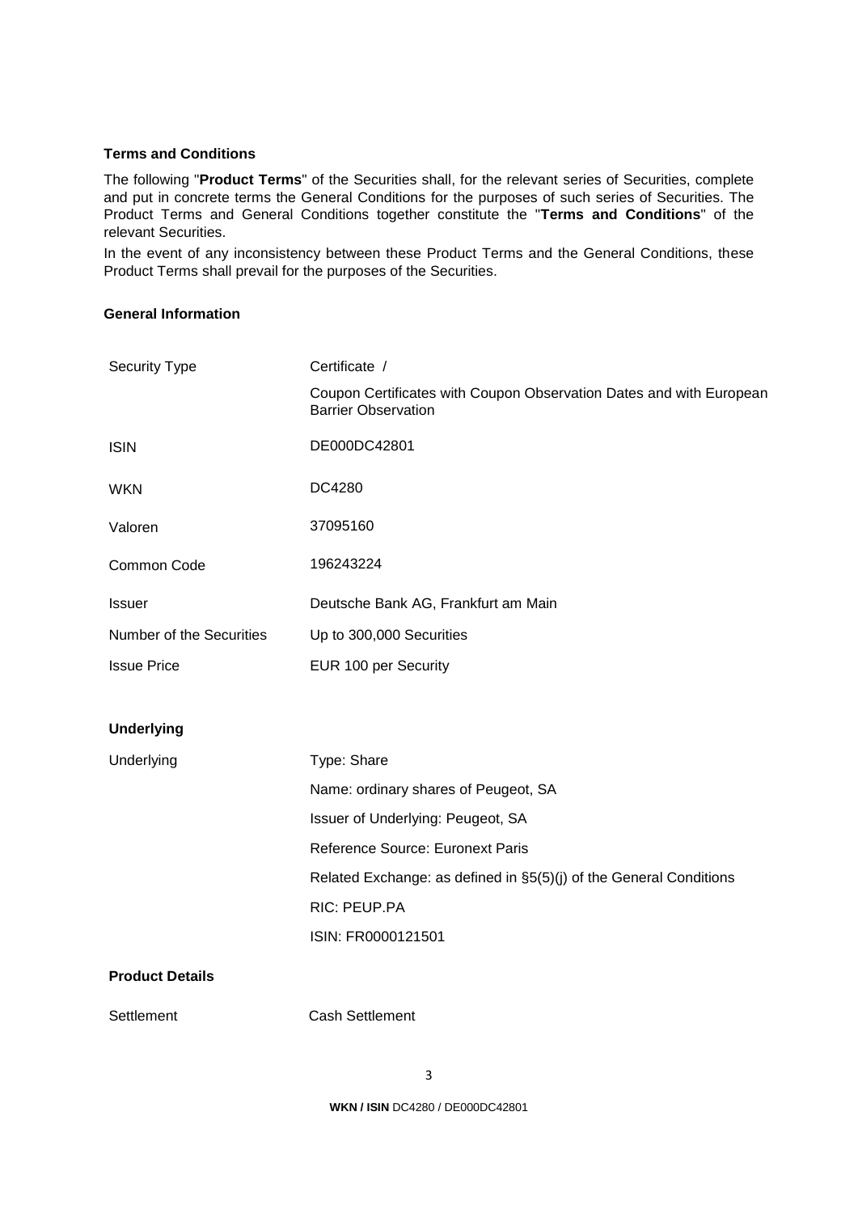**Terms and Conditions**

The following "**Product Terms**" of the Securities shall, for the relevant series of Securities, complete and put in concrete terms the General Conditions for the purposes of such series of Securities. The Product Terms and General Conditions together constitute the "**Terms and Conditions**" of the relevant Securities.

In the event of any inconsistency between these Product Terms and the General Conditions, these Product Terms shall prevail for the purposes of the Securities.

**General Information**

| | |
|---|---|
| Security Type | Certificate /<br>Coupon Certificates with Coupon Observation Dates and with European Barrier Observation |
| ISIN | DE000DC42801 |
| WKN | DC4280 |
| Valoren | 37095160 |
| Common Code | 196243224 |
| Issuer | Deutsche Bank AG, Frankfurt am Main |
| Number of the Securities | Up to 300,000 Securities |
| Issue Price | EUR 100 per Security |

**Underlying**

| | |
|---|---|
| Underlying | Type: Share<br>Name: ordinary shares of Peugeot, SA<br>Issuer of Underlying: Peugeot, SA<br>Reference Source: Euronext Paris<br>Related Exchange: as defined in §5(5)(j) of the General Conditions<br>RIC: PEUP.PA<br>ISIN: FR0000121501 |

**Product Details**

| | |
|---|---|
| Settlement | Cash Settlement |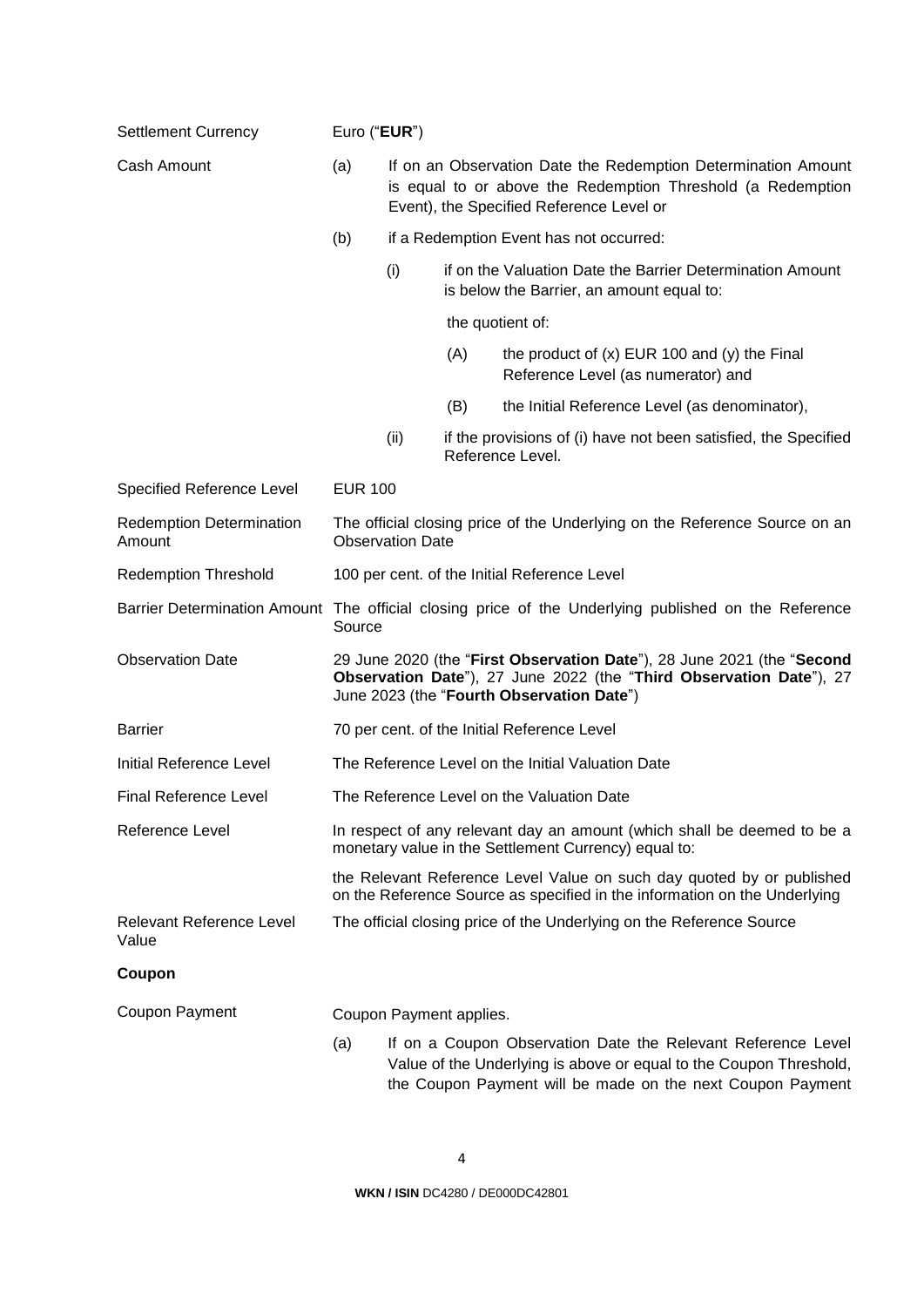| | |
|---|---|
| Settlement Currency | Euro ("**EUR**") |
| Cash Amount | (a) If on an Observation Date the Redemption Determination Amount is equal to or above the Redemption Threshold (a Redemption Event), the Specified Reference Level or<br><br>(b) if a Redemption Event has not occurred:<br><br>(i) if on the Valuation Date the Barrier Determination Amount is below the Barrier, an amount equal to:<br><br>the quotient of:<br><br>(A) the product of (x) EUR 100 and (y) the Final Reference Level (as numerator) and<br><br>(B) the Initial Reference Level (as denominator),<br><br>(ii) if the provisions of (i) have not been satisfied, the Specified Reference Level. |
| Specified Reference Level | EUR 100 |
| Redemption Determination Amount | The official closing price of the Underlying on the Reference Source on an Observation Date |
| Redemption Threshold | 100 per cent. of the Initial Reference Level |
| Barrier Determination Amount | The official closing price of the Underlying published on the Reference Source |
| Observation Date | 29 June 2020 (the "**First Observation Date**"), 28 June 2021 (the "**Second Observation Date**"), 27 June 2022 (the "**Third Observation Date**"), 27 June 2023 (the "**Fourth Observation Date**") |
| Barrier | 70 per cent. of the Initial Reference Level |
| Initial Reference Level | The Reference Level on the Initial Valuation Date |
| Final Reference Level | The Reference Level on the Valuation Date |
| Reference Level | In respect of any relevant day an amount (which shall be deemed to be a monetary value in the Settlement Currency) equal to:<br><br>the Relevant Reference Level Value on such day quoted by or published on the Reference Source as specified in the information on the Underlying |
| Relevant Reference Level Value | The official closing price of the Underlying on the Reference Source |

**Coupon**

| | |
|---|---|
| Coupon Payment | Coupon Payment applies.<br><br>(a) If on a Coupon Observation Date the Relevant Reference Level Value of the Underlying is above or equal to the Coupon Threshold, the Coupon Payment will be made on the next Coupon Payment |

**WKN / ISIN** DC4280 / DE000DC42801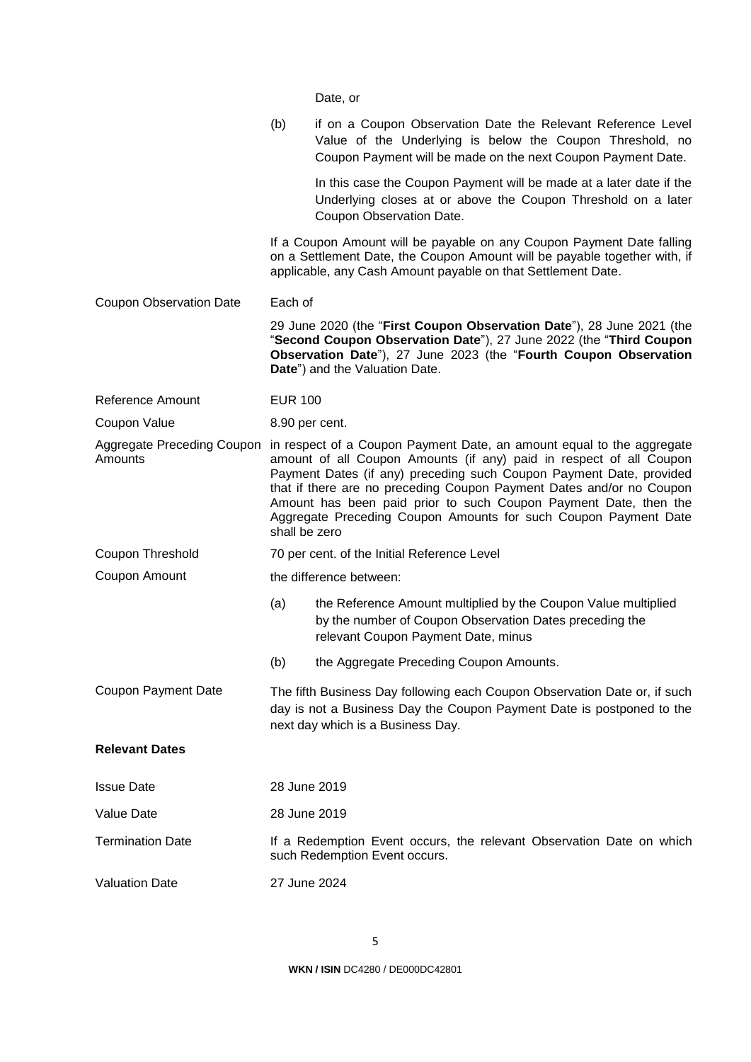| | |
|---|---|
| | Date, or |
| | (b) if on a Coupon Observation Date the Relevant Reference Level Value of the Underlying is below the Coupon Threshold, no Coupon Payment will be made on the next Coupon Payment Date. |
| | In this case the Coupon Payment will be made at a later date if the Underlying closes at or above the Coupon Threshold on a later Coupon Observation Date. |
| | If a Coupon Amount will be payable on any Coupon Payment Date falling on a Settlement Date, the Coupon Amount will be payable together with, if applicable, any Cash Amount payable on that Settlement Date. |
| Coupon Observation Date | Each of<br>29 June 2020 (the "**First Coupon Observation Date**"), 28 June 2021 (the "**Second Coupon Observation Date**"), 27 June 2022 (the "**Third Coupon Observation Date**"), 27 June 2023 (the "**Fourth Coupon Observation Date**") and the Valuation Date. |
| Reference Amount | EUR 100 |
| Coupon Value | 8.90 per cent. |
| Aggregate Preceding Coupon Amounts | in respect of a Coupon Payment Date, an amount equal to the aggregate amount of all Coupon Amounts (if any) paid in respect of all Coupon Payment Dates (if any) preceding such Coupon Payment Date, provided that if there are no preceding Coupon Payment Dates and/or no Coupon Amount has been paid prior to such Coupon Payment Date, then the Aggregate Preceding Coupon Amounts for such Coupon Payment Date shall be zero |
| Coupon Threshold | 70 per cent. of the Initial Reference Level |
| Coupon Amount | the difference between:<br>(a) the Reference Amount multiplied by the Coupon Value multiplied by the number of Coupon Observation Dates preceding the relevant Coupon Payment Date, minus<br>(b) the Aggregate Preceding Coupon Amounts. |
| Coupon Payment Date | The fifth Business Day following each Coupon Observation Date or, if such day is not a Business Day the Coupon Payment Date is postponed to the next day which is a Business Day. |

**Relevant Dates**

| | |
|---|---|
| Issue Date | 28 June 2019 |
| Value Date | 28 June 2019 |
| Termination Date | If a Redemption Event occurs, the relevant Observation Date on which such Redemption Event occurs. |
| Valuation Date | 27 June 2024 |

**WKN / ISIN** DC4280 / DE000DC42801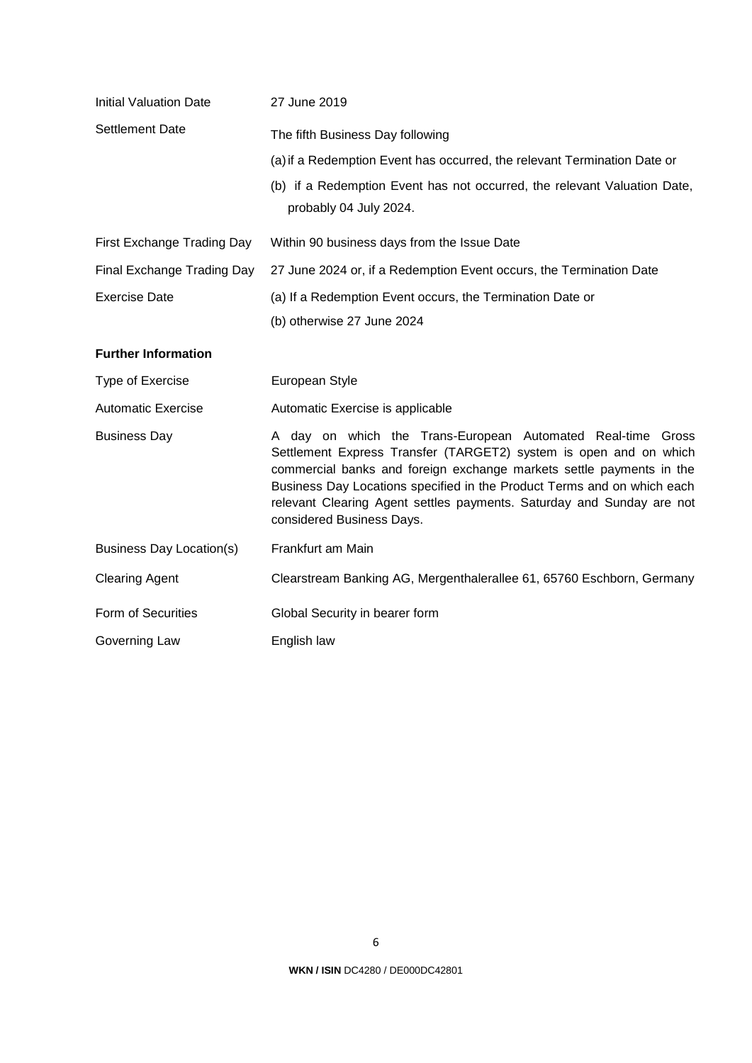| | |
|---|---|
| Initial Valuation Date | 27 June 2019 |
| Settlement Date | The fifth Business Day following<br>(a) if a Redemption Event has occurred, the relevant Termination Date or<br>(b) if a Redemption Event has not occurred, the relevant Valuation Date, probably 04 July 2024. |
| First Exchange Trading Day | Within 90 business days from the Issue Date |
| Final Exchange Trading Day | 27 June 2024 or, if a Redemption Event occurs, the Termination Date |
| Exercise Date | (a) If a Redemption Event occurs, the Termination Date or<br>(b) otherwise 27 June 2024 |

**Further Information**

| | |
|---|---|
| Type of Exercise | European Style |
| Automatic Exercise | Automatic Exercise is applicable |
| Business Day | A day on which the Trans-European Automated Real-time Gross Settlement Express Transfer (TARGET2) system is open and on which commercial banks and foreign exchange markets settle payments in the Business Day Locations specified in the Product Terms and on which each relevant Clearing Agent settles payments. Saturday and Sunday are not considered Business Days. |
| Business Day Location(s) | Frankfurt am Main |
| Clearing Agent | Clearstream Banking AG, Mergenthalerallee 61, 65760 Eschborn, Germany |
| Form of Securities | Global Security in bearer form |
| Governing Law | English law |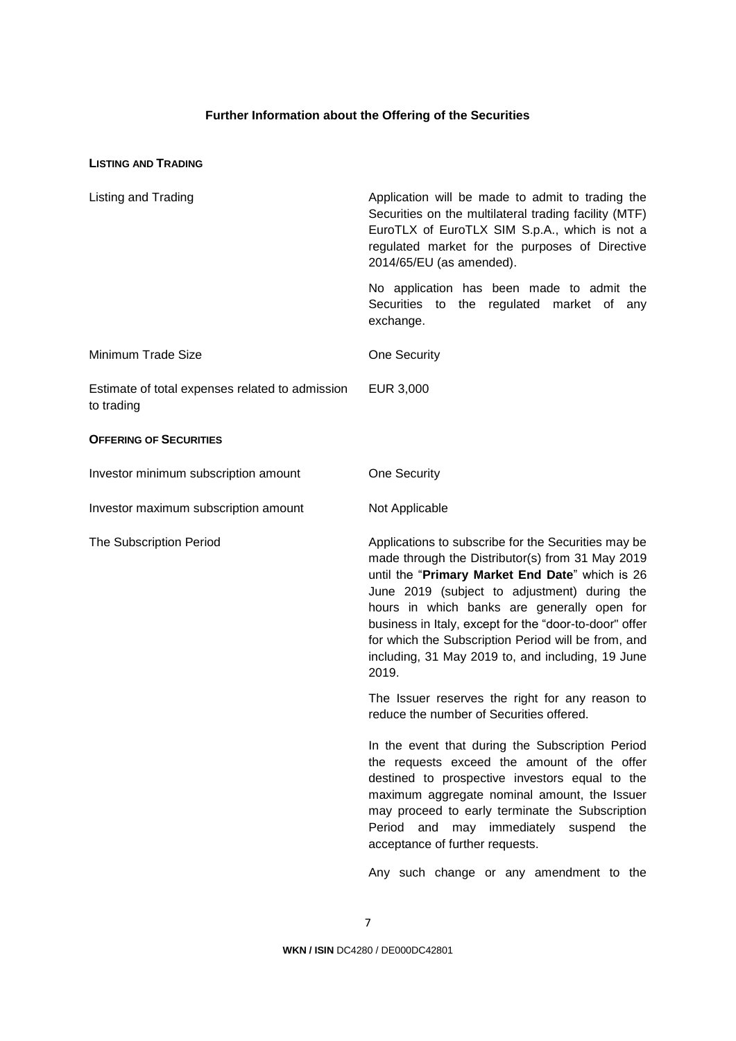## Further Information about the Offering of the Securities

**LISTING AND TRADING**

| | |
|---|---|
| Listing and Trading | Application will be made to admit to trading the Securities on the multilateral trading facility (MTF) EuroTLX of EuroTLX SIM S.p.A., which is not a regulated market for the purposes of Directive 2014/65/EU (as amended).<br><br>No application has been made to admit the Securities to the regulated market of any exchange. |
| Minimum Trade Size | One Security |
| Estimate of total expenses related to admission to trading | EUR 3,000 |

**OFFERING OF SECURITIES**

| | |
|---|---|
| Investor minimum subscription amount | One Security |
| Investor maximum subscription amount | Not Applicable |
| The Subscription Period | Applications to subscribe for the Securities may be made through the Distributor(s) from 31 May 2019 until the "**Primary Market End Date**" which is 26 June 2019 (subject to adjustment) during the hours in which banks are generally open for business in Italy, except for the "door-to-door" offer for which the Subscription Period will be from, and including, 31 May 2019 to, and including, 19 June 2019.<br><br>The Issuer reserves the right for any reason to reduce the number of Securities offered.<br><br>In the event that during the Subscription Period the requests exceed the amount of the offer destined to prospective investors equal to the maximum aggregate nominal amount, the Issuer may proceed to early terminate the Subscription Period and may immediately suspend the acceptance of further requests.<br><br>Any such change or any amendment to the |

**WKN / ISIN** DC4280 / DE000DC42801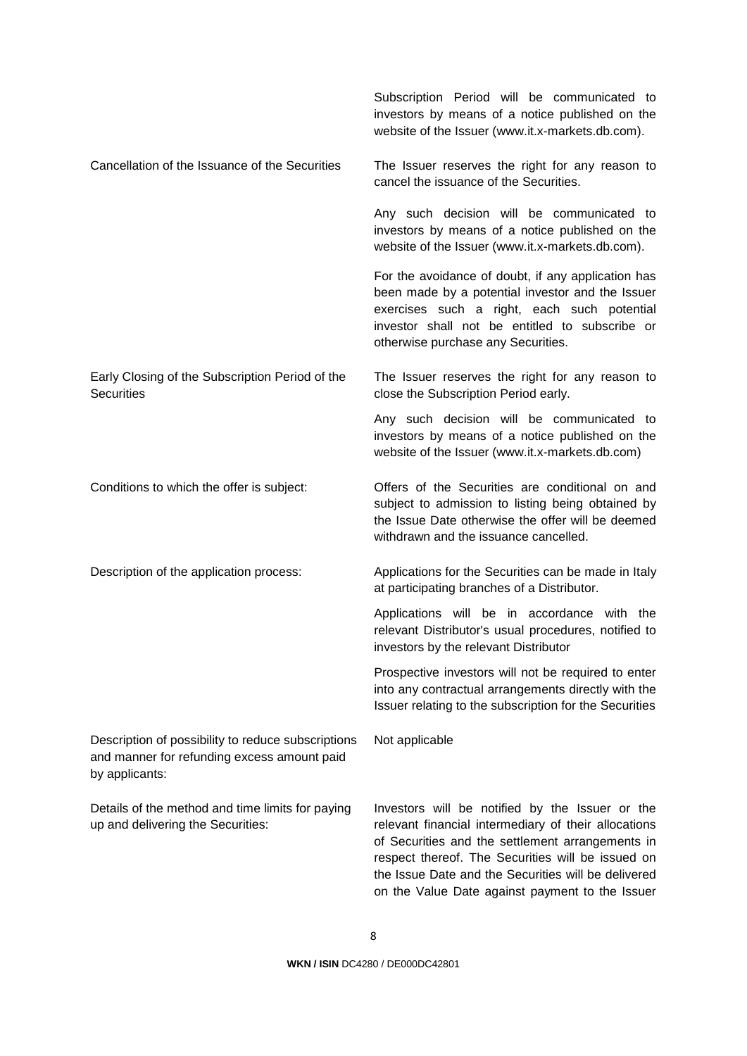| | |
|---|---|
| | Subscription Period will be communicated to investors by means of a notice published on the website of the Issuer (www.it.x-markets.db.com). |
| Cancellation of the Issuance of the Securities | The Issuer reserves the right for any reason to cancel the issuance of the Securities. |
| | Any such decision will be communicated to investors by means of a notice published on the website of the Issuer (www.it.x-markets.db.com). |
| | For the avoidance of doubt, if any application has been made by a potential investor and the Issuer exercises such a right, each such potential investor shall not be entitled to subscribe or otherwise purchase any Securities. |
| Early Closing of the Subscription Period of the Securities | The Issuer reserves the right for any reason to close the Subscription Period early. |
| | Any such decision will be communicated to investors by means of a notice published on the website of the Issuer (www.it.x-markets.db.com) |
| Conditions to which the offer is subject: | Offers of the Securities are conditional on and subject to admission to listing being obtained by the Issue Date otherwise the offer will be deemed withdrawn and the issuance cancelled. |
| Description of the application process: | Applications for the Securities can be made in Italy at participating branches of a Distributor. |
| | Applications will be in accordance with the relevant Distributor's usual procedures, notified to investors by the relevant Distributor |
| | Prospective investors will not be required to enter into any contractual arrangements directly with the Issuer relating to the subscription for the Securities |
| Description of possibility to reduce subscriptions and manner for refunding excess amount paid by applicants: | Not applicable |
| Details of the method and time limits for paying up and delivering the Securities: | Investors will be notified by the Issuer or the relevant financial intermediary of their allocations of Securities and the settlement arrangements in respect thereof. The Securities will be issued on the Issue Date and the Securities will be delivered on the Value Date against payment to the Issuer |

**WKN / ISIN** DC4280 / DE000DC42801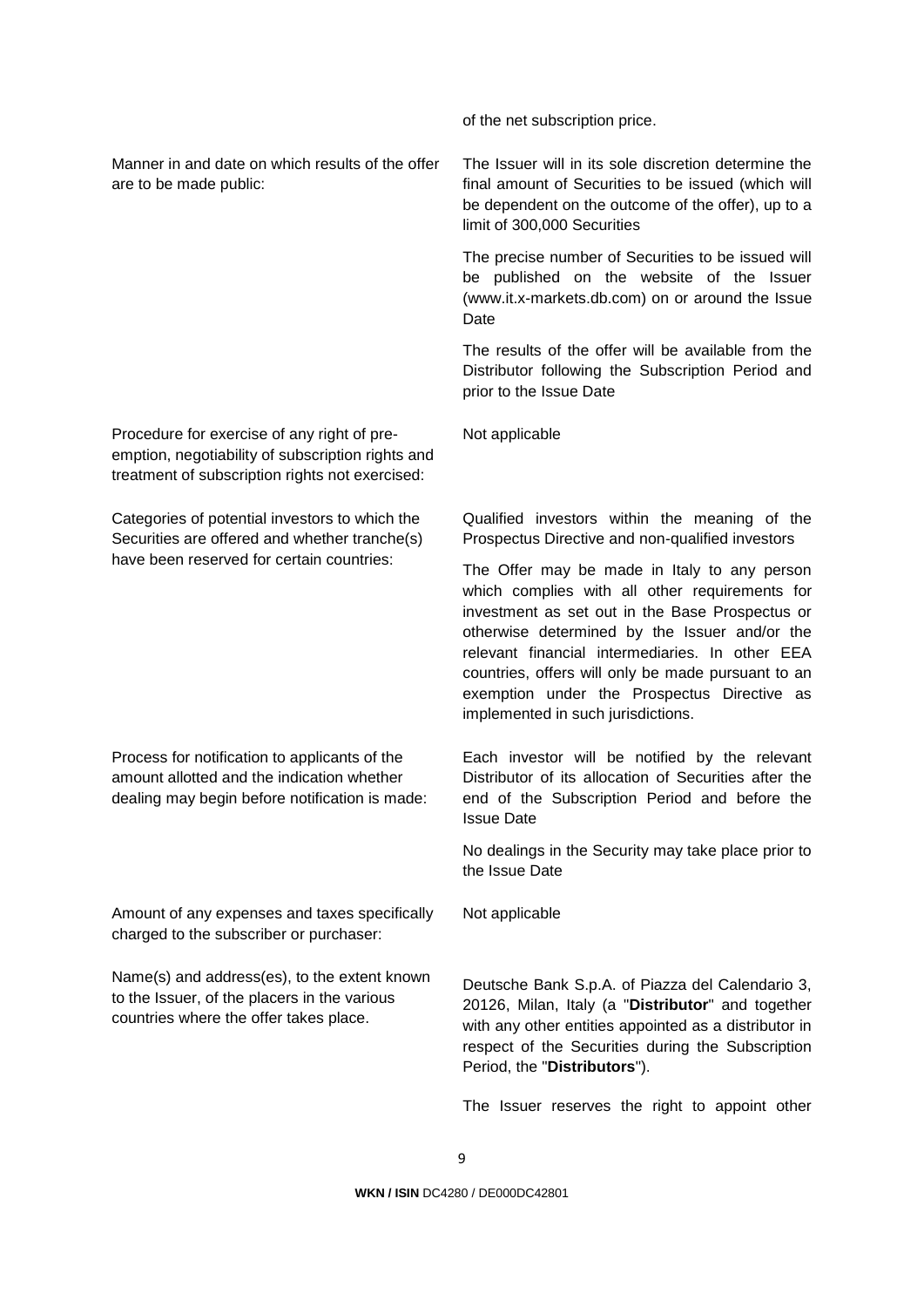| | |
|---|---|
| | of the net subscription price. |
| Manner in and date on which results of the offer are to be made public: | The Issuer will in its sole discretion determine the final amount of Securities to be issued (which will be dependent on the outcome of the offer), up to a limit of 300,000 Securities<br><br>The precise number of Securities to be issued will be published on the website of the Issuer (www.it.x-markets.db.com) on or around the Issue Date<br><br>The results of the offer will be available from the Distributor following the Subscription Period and prior to the Issue Date |
| Procedure for exercise of any right of pre-emption, negotiability of subscription rights and treatment of subscription rights not exercised: | Not applicable |
| Categories of potential investors to which the Securities are offered and whether tranche(s) have been reserved for certain countries: | Qualified investors within the meaning of the Prospectus Directive and non-qualified investors<br><br>The Offer may be made in Italy to any person which complies with all other requirements for investment as set out in the Base Prospectus or otherwise determined by the Issuer and/or the relevant financial intermediaries. In other EEA countries, offers will only be made pursuant to an exemption under the Prospectus Directive as implemented in such jurisdictions. |
| Process for notification to applicants of the amount allotted and the indication whether dealing may begin before notification is made: | Each investor will be notified by the relevant Distributor of its allocation of Securities after the end of the Subscription Period and before the Issue Date<br><br>No dealings in the Security may take place prior to the Issue Date |
| Amount of any expenses and taxes specifically charged to the subscriber or purchaser: | Not applicable |
| Name(s) and address(es), to the extent known to the Issuer, of the placers in the various countries where the offer takes place. | Deutsche Bank S.p.A. of Piazza del Calendario 3, 20126, Milan, Italy (a "**Distributor**" and together with any other entities appointed as a distributor in respect of the Securities during the Subscription Period, the "**Distributors**").<br><br>The Issuer reserves the right to appoint other |

**WKN / ISIN** DC4280 / DE000DC42801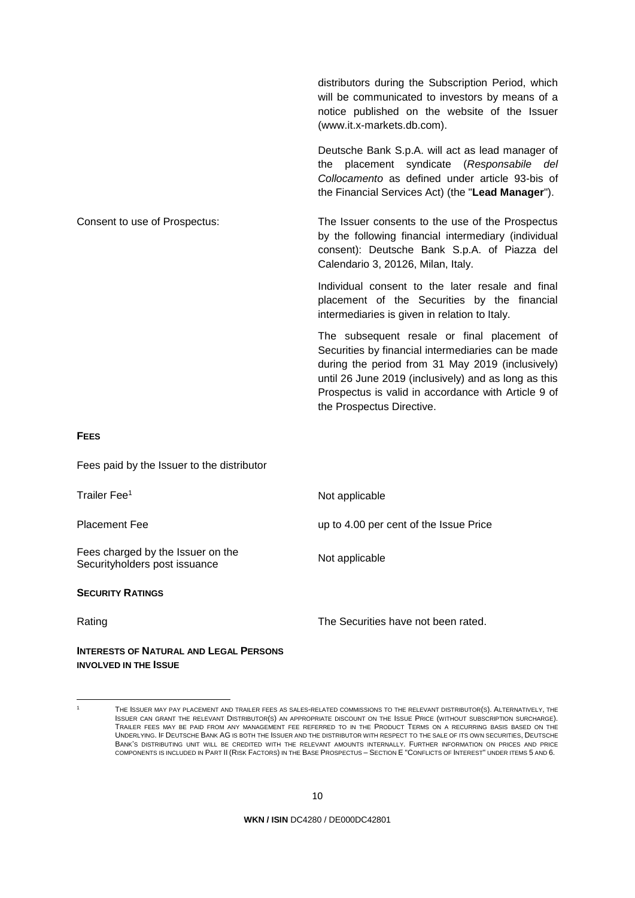| | |
|---|---|
| | distributors during the Subscription Period, which will be communicated to investors by means of a notice published on the website of the Issuer (www.it.x-markets.db.com). |
| | Deutsche Bank S.p.A. will act as lead manager of the placement syndicate (*Responsabile del Collocamento* as defined under article 93-bis of the Financial Services Act) (the "**Lead Manager**"). |
| Consent to use of Prospectus: | The Issuer consents to the use of the Prospectus by the following financial intermediary (individual consent): Deutsche Bank S.p.A. of Piazza del Calendario 3, 20126, Milan, Italy. |
| | Individual consent to the later resale and final placement of the Securities by the financial intermediaries is given in relation to Italy. |
| | The subsequent resale or final placement of Securities by financial intermediaries can be made during the period from 31 May 2019 (inclusively) until 26 June 2019 (inclusively) and as long as this Prospectus is valid in accordance with Article 9 of the Prospectus Directive. |

**FEES**

| | |
|---|---|
| Fees paid by the Issuer to the distributor | |
| Trailer Fee[1] | Not applicable |
| Placement Fee | up to 4.00 per cent of the Issue Price |
| Fees charged by the Issuer on the Securityholders post issuance | Not applicable |

**SECURITY RATINGS**

| | |
|---|---|
| Rating | The Securities have not been rated. |

**INTERESTS OF NATURAL AND LEGAL PERSONS INVOLVED IN THE ISSUE**

[1] THE ISSUER MAY PAY PLACEMENT AND TRAILER FEES AS SALES-RELATED COMMISSIONS TO THE RELEVANT DISTRIBUTOR(S). ALTERNATIVELY, THE ISSUER CAN GRANT THE RELEVANT DISTRIBUTOR(S) AN APPROPRIATE DISCOUNT ON THE ISSUE PRICE (WITHOUT SUBSCRIPTION SURCHARGE). TRAILER FEES MAY BE PAID FROM ANY MANAGEMENT FEE REFERRED TO IN THE PRODUCT TERMS ON A RECURRING BASIS BASED ON THE UNDERLYING. IF DEUTSCHE BANK AG IS BOTH THE ISSUER AND THE DISTRIBUTOR WITH RESPECT TO THE SALE OF ITS OWN SECURITIES, DEUTSCHE BANK'S DISTRIBUTING UNIT WILL BE CREDITED WITH THE RELEVANT AMOUNTS INTERNALLY. FURTHER INFORMATION ON PRICES AND PRICE COMPONENTS IS INCLUDED IN PART II (RISK FACTORS) IN THE BASE PROSPECTUS – SECTION E "CONFLICTS OF INTEREST" UNDER ITEMS 5 AND 6.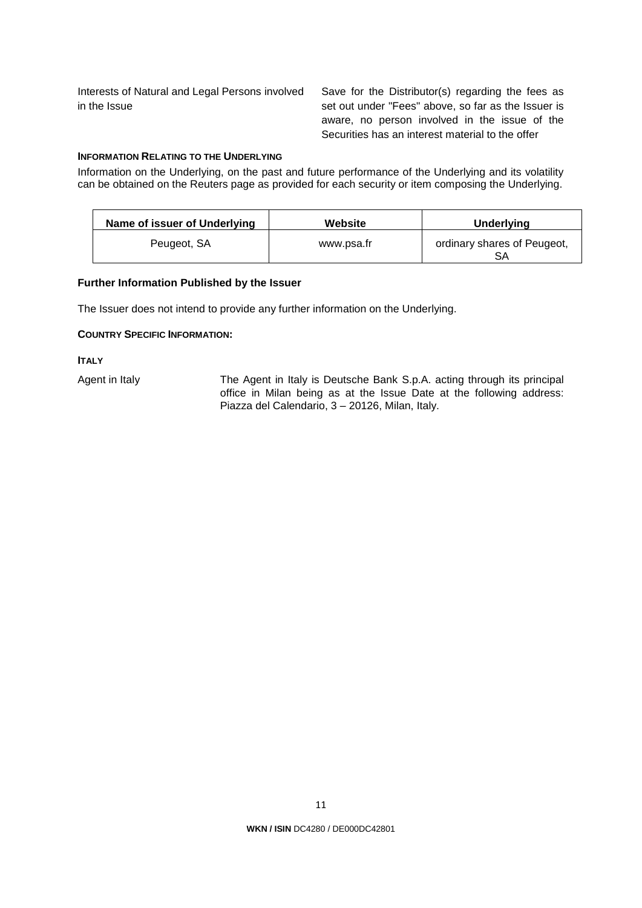| | |
|---|---|
| Interests of Natural and Legal Persons involved in the Issue | Save for the Distributor(s) regarding the fees as set out under "Fees" above, so far as the Issuer is aware, no person involved in the issue of the Securities has an interest material to the offer |

**INFORMATION RELATING TO THE UNDERLYING**

Information on the Underlying, on the past and future performance of the Underlying and its volatility can be obtained on the Reuters page as provided for each security or item composing the Underlying.

| Name of issuer of Underlying | Website | Underlying |
|---|---|---|
| Peugeot, SA | www.psa.fr | ordinary shares of Peugeot, SA |

**Further Information Published by the Issuer**

The Issuer does not intend to provide any further information on the Underlying.

**COUNTRY SPECIFIC INFORMATION:**

**ITALY**

| | |
|---|---|
| Agent in Italy | The Agent in Italy is Deutsche Bank S.p.A. acting through its principal office in Milan being as at the Issue Date at the following address: Piazza del Calendario, 3 – 20126, Milan, Italy. |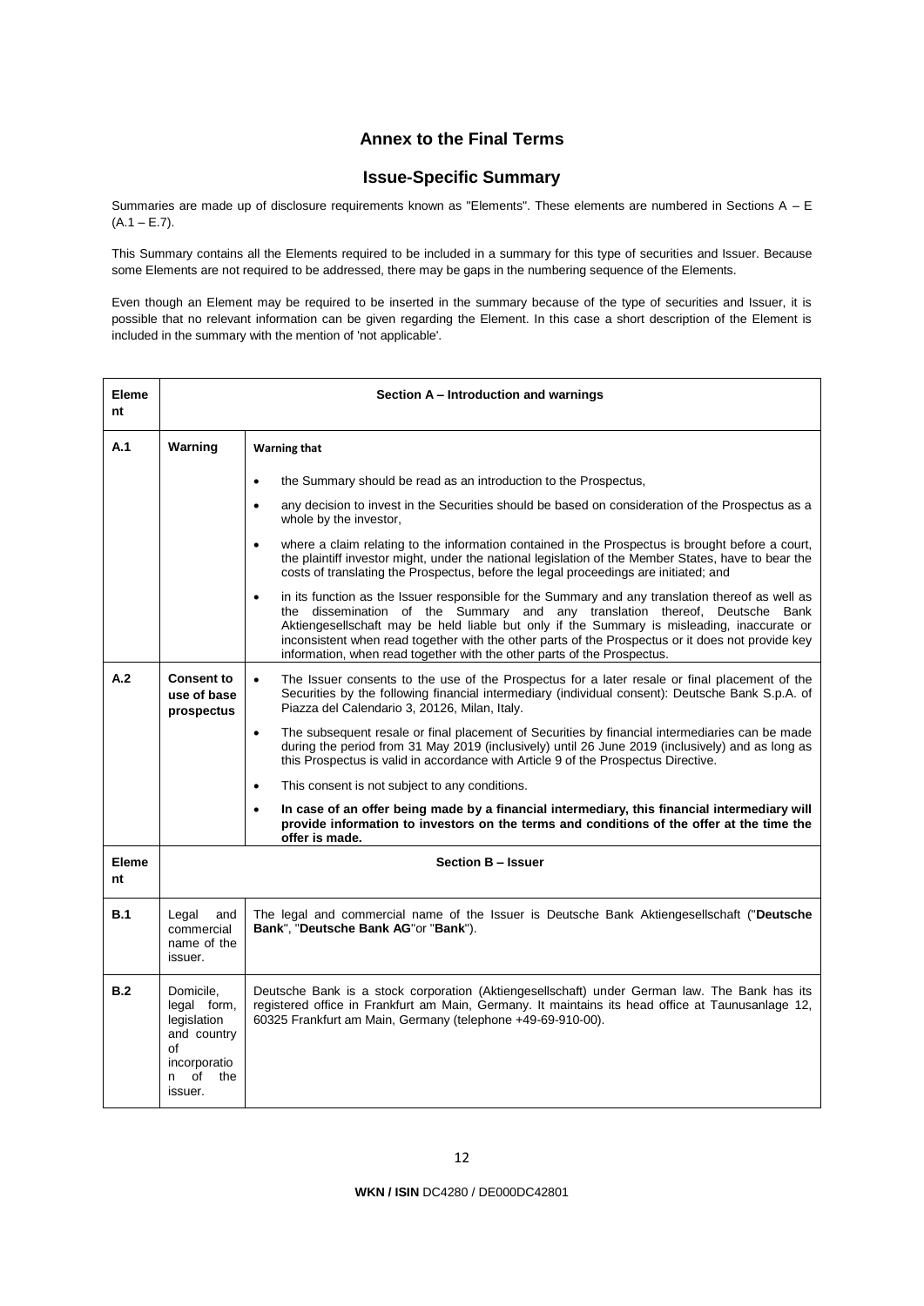## Annex to the Final Terms

## Issue-Specific Summary

Summaries are made up of disclosure requirements known as "Elements". These elements are numbered in Sections A – E (A.1 – E.7).

This Summary contains all the Elements required to be included in a summary for this type of securities and Issuer. Because some Elements are not required to be addressed, there may be gaps in the numbering sequence of the Elements.

Even though an Element may be required to be inserted in the summary because of the type of securities and Issuer, it is possible that no relevant information can be given regarding the Element. In this case a short description of the Element is included in the summary with the mention of 'not applicable'.

| Element | Section A – Introduction and warnings | |
|---|---|---|
| A.1 | Warning | **Warning that**<br>• the Summary should be read as an introduction to the Prospectus,<br>• any decision to invest in the Securities should be based on consideration of the Prospectus as a whole by the investor,<br>• where a claim relating to the information contained in the Prospectus is brought before a court, the plaintiff investor might, under the national legislation of the Member States, have to bear the costs of translating the Prospectus, before the legal proceedings are initiated; and<br>• in its function as the Issuer responsible for the Summary and any translation thereof as well as the dissemination of the Summary and any translation thereof, Deutsche Bank Aktiengesellschaft may be held liable but only if the Summary is misleading, inaccurate or inconsistent when read together with the other parts of the Prospectus or it does not provide key information, when read together with the other parts of the Prospectus. |
| A.2 | **Consent to use of base prospectus** | • The Issuer consents to the use of the Prospectus for a later resale or final placement of the Securities by the following financial intermediary (individual consent): Deutsche Bank S.p.A. of Piazza del Calendario 3, 20126, Milan, Italy.<br>• The subsequent resale or final placement of Securities by financial intermediaries can be made during the period from 31 May 2019 (inclusively) until 26 June 2019 (inclusively) and as long as this Prospectus is valid in accordance with Article 9 of the Prospectus Directive.<br>• This consent is not subject to any conditions.<br>• **In case of an offer being made by a financial intermediary, this financial intermediary will provide information to investors on the terms and conditions of the offer at the time the offer is made.** |
| **Element** | **Section B – Issuer** | |
| B.1 | Legal and commercial name of the issuer. | The legal and commercial name of the Issuer is Deutsche Bank Aktiengesellschaft ("**Deutsche Bank**", "**Deutsche Bank AG**"or "**Bank**"). |
| B.2 | Domicile, legal form, legislation and country of incorporation of the issuer. | Deutsche Bank is a stock corporation (Aktiengesellschaft) under German law. The Bank has its registered office in Frankfurt am Main, Germany. It maintains its head office at Taunusanlage 12, 60325 Frankfurt am Main, Germany (telephone +49-69-910-00). |

**WKN / ISIN** DC4280 / DE000DC42801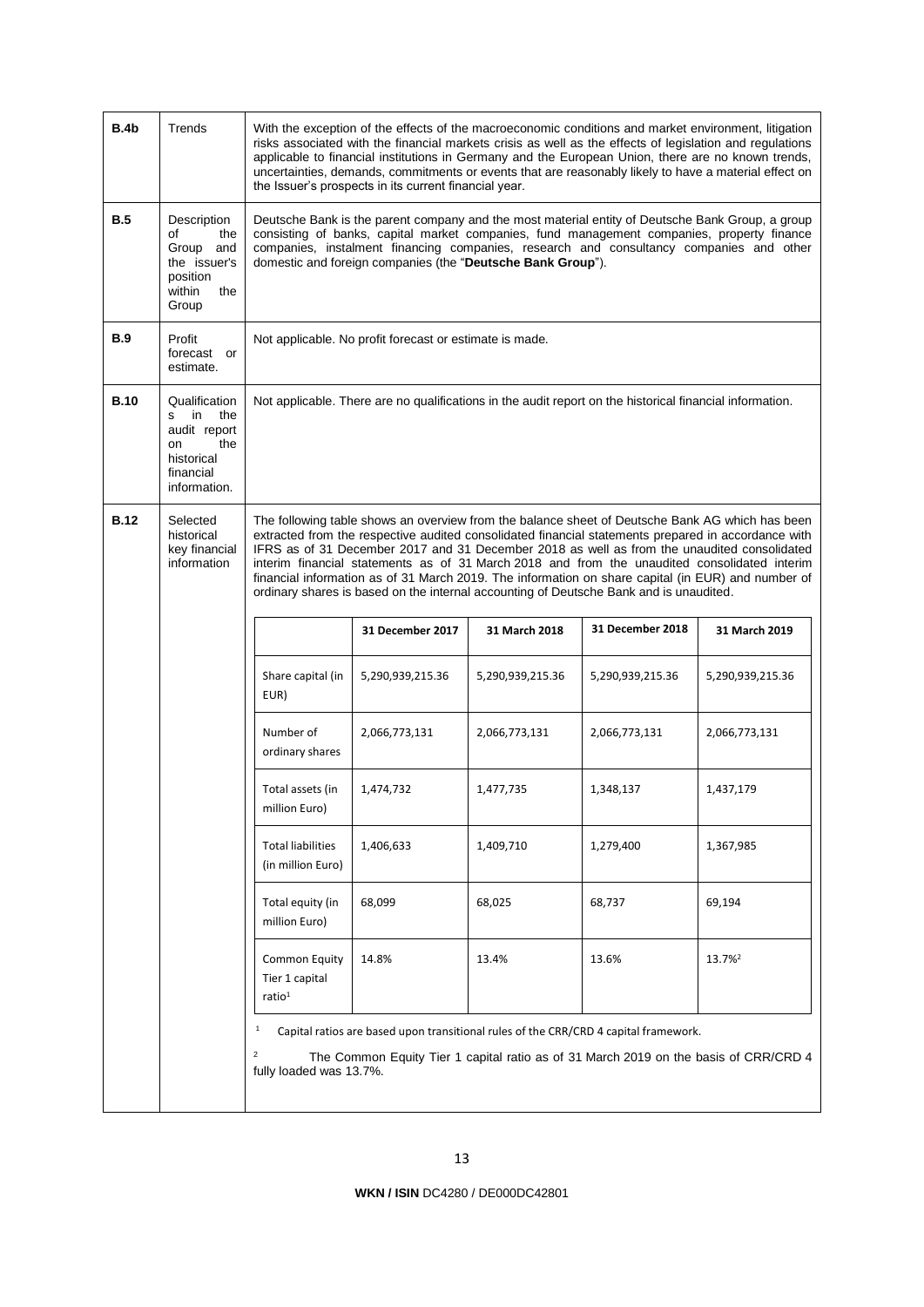| | | |
|---|---|---|
| **B.4b** | Trends | With the exception of the effects of the macroeconomic conditions and market environment, litigation risks associated with the financial markets crisis as well as the effects of legislation and regulations applicable to financial institutions in Germany and the European Union, there are no known trends, uncertainties, demands, commitments or events that are reasonably likely to have a material effect on the Issuer's prospects in its current financial year. |
| **B.5** | Description of the Group and the issuer's position within the Group | Deutsche Bank is the parent company and the most material entity of Deutsche Bank Group, a group consisting of banks, capital market companies, fund management companies, property finance companies, instalment financing companies, research and consultancy companies and other domestic and foreign companies (the "**Deutsche Bank Group**"). |
| **B.9** | Profit forecast or estimate. | Not applicable. No profit forecast or estimate is made. |
| **B.10** | Qualifications in the audit report on the historical financial information. | Not applicable. There are no qualifications in the audit report on the historical financial information. |
| **B.12** | Selected historical key financial information | The following table shows an overview from the balance sheet of Deutsche Bank AG which has been extracted from the respective audited consolidated financial statements prepared in accordance with IFRS as of 31 December 2017 and 31 December 2018 as well as from the unaudited consolidated interim financial statements as of 31 March 2018 and from the unaudited consolidated interim financial information as of 31 March 2019. The information on share capital (in EUR) and number of ordinary shares is based on the internal accounting of Deutsche Bank and is unaudited. |

| | 31 December 2017 | 31 March 2018 | 31 December 2018 | 31 March 2019 |
|---|---|---|---|---|
| Share capital (in EUR) | 5,290,939,215.36 | 5,290,939,215.36 | 5,290,939,215.36 | 5,290,939,215.36 |
| Number of ordinary shares | 2,066,773,131 | 2,066,773,131 | 2,066,773,131 | 2,066,773,131 |
| Total assets (in million Euro) | 1,474,732 | 1,477,735 | 1,348,137 | 1,437,179 |
| Total liabilities (in million Euro) | 1,406,633 | 1,409,710 | 1,279,400 | 1,367,985 |
| Total equity (in million Euro) | 68,099 | 68,025 | 68,737 | 69,194 |
| Common Equity Tier 1 capital ratio[1] | 14.8% | 13.4% | 13.6% | 13.7%[2] |

[1] Capital ratios are based upon transitional rules of the CRR/CRD 4 capital framework.

[2] The Common Equity Tier 1 capital ratio as of 31 March 2019 on the basis of CRR/CRD 4 fully loaded was 13.7%.

**WKN / ISIN** DC4280 / DE000DC42801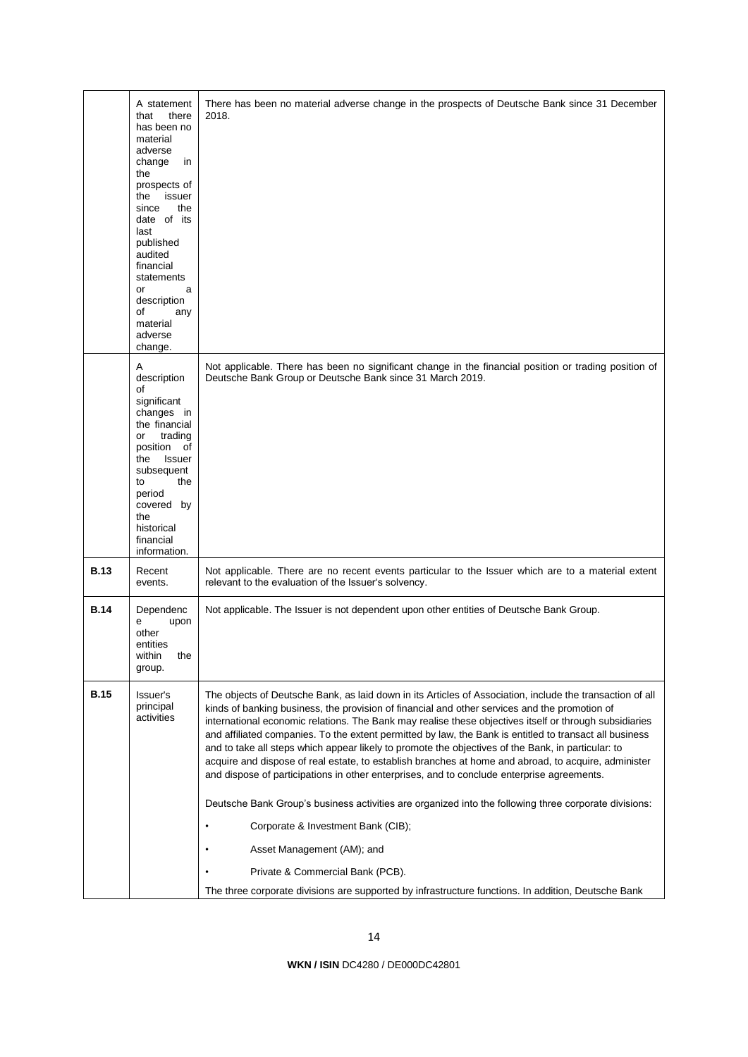| | | |
|---|---|---|
| | A statement that there has been no material adverse change in the prospects of the issuer since the date of its last published audited financial statements or a description of any material adverse change. | There has been no material adverse change in the prospects of Deutsche Bank since 31 December 2018. |
| | A description of significant changes in the financial or trading position of the Issuer subsequent to the period covered by the historical financial information. | Not applicable. There has been no significant change in the financial position or trading position of Deutsche Bank Group or Deutsche Bank since 31 March 2019. |
| **B.13** | Recent events. | Not applicable. There are no recent events particular to the Issuer which are to a material extent relevant to the evaluation of the Issuer's solvency. |
| **B.14** | Dependence upon other entities within the group. | Not applicable. The Issuer is not dependent upon other entities of Deutsche Bank Group. |
| **B.15** | Issuer's principal activities | The objects of Deutsche Bank, as laid down in its Articles of Association, include the transaction of all kinds of banking business, the provision of financial and other services and the promotion of international economic relations. The Bank may realise these objectives itself or through subsidiaries and affiliated companies. To the extent permitted by law, the Bank is entitled to transact all business and to take all steps which appear likely to promote the objectives of the Bank, in particular: to acquire and dispose of real estate, to establish branches at home and abroad, to acquire, administer and dispose of participations in other enterprises, and to conclude enterprise agreements.<br><br>Deutsche Bank Group's business activities are organized into the following three corporate divisions:<br><br>• Corporate & Investment Bank (CIB);<br>• Asset Management (AM); and<br>• Private & Commercial Bank (PCB).<br><br>The three corporate divisions are supported by infrastructure functions. In addition, Deutsche Bank |

**WKN / ISIN** DC4280 / DE000DC42801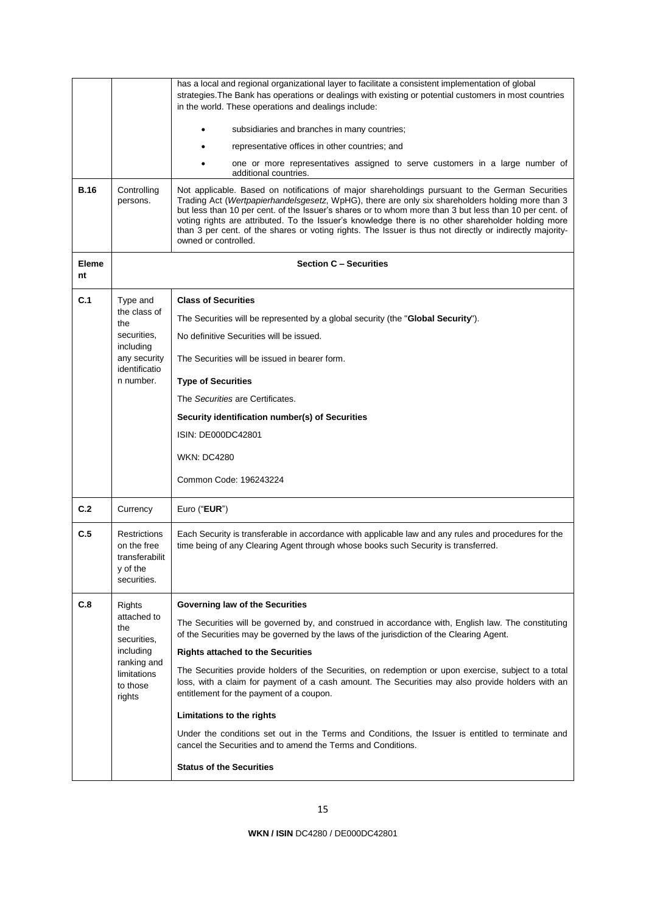| | | |
|---|---|---|
| | | has a local and regional organizational layer to facilitate a consistent implementation of global strategies.The Bank has operations or dealings with existing or potential customers in most countries in the world. These operations and dealings include:<br><br>• subsidiaries and branches in many countries;<br>• representative offices in other countries; and<br>• one or more representatives assigned to serve customers in a large number of additional countries. |
| **B.16** | Controlling persons. | Not applicable. Based on notifications of major shareholdings pursuant to the German Securities Trading Act (*Wertpapierhandelsgesetz*, WpHG), there are only six shareholders holding more than 3 but less than 10 per cent. of the Issuer's shares or to whom more than 3 but less than 10 per cent. of voting rights are attributed. To the Issuer's knowledge there is no other shareholder holding more than 3 per cent. of the shares or voting rights. The Issuer is thus not directly or indirectly majority-owned or controlled. |
| **Element** | | **Section C – Securities** |
| **C.1** | Type and the class of the securities, including any security identification number. | **Class of Securities**<br><br>The Securities will be represented by a global security (the "**Global Security**").<br><br>No definitive Securities will be issued.<br><br>The Securities will be issued in bearer form.<br><br>**Type of Securities**<br><br>The *Securities* are Certificates.<br><br>**Security identification number(s) of Securities**<br><br>ISIN: DE000DC42801<br><br>WKN: DC4280<br><br>Common Code: 196243224 |
| **C.2** | Currency | Euro ("**EUR**") |
| **C.5** | Restrictions on the free transferability of the securities. | Each Security is transferable in accordance with applicable law and any rules and procedures for the time being of any Clearing Agent through whose books such Security is transferred. |
| **C.8** | Rights attached to the securities, including ranking and limitations to those rights | **Governing law of the Securities**<br><br>The Securities will be governed by, and construed in accordance with, English law. The constituting of the Securities may be governed by the laws of the jurisdiction of the Clearing Agent.<br><br>**Rights attached to the Securities**<br><br>The Securities provide holders of the Securities, on redemption or upon exercise, subject to a total loss, with a claim for payment of a cash amount. The Securities may also provide holders with an entitlement for the payment of a coupon.<br><br>**Limitations to the rights**<br><br>Under the conditions set out in the Terms and Conditions, the Issuer is entitled to terminate and cancel the Securities and to amend the Terms and Conditions.<br><br>**Status of the Securities** |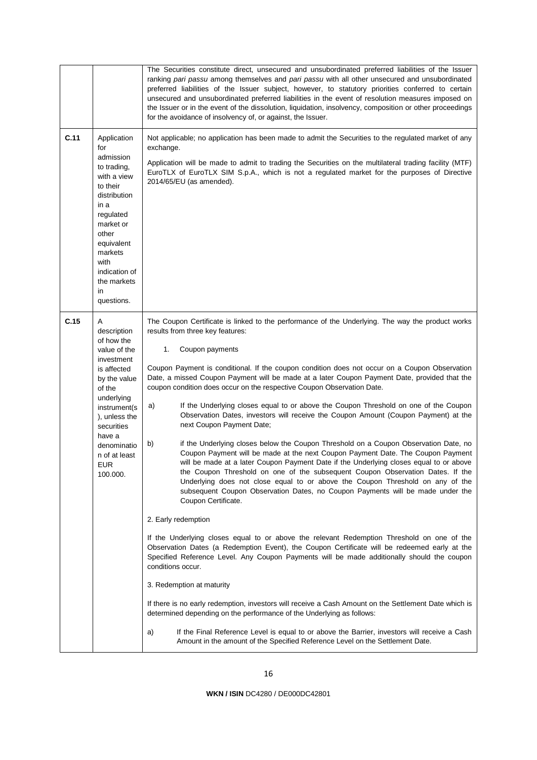| | | |
|---|---|---|
| | | The Securities constitute direct, unsecured and unsubordinated preferred liabilities of the Issuer ranking *pari passu* among themselves and *pari passu* with all other unsecured and unsubordinated preferred liabilities of the Issuer subject, however, to statutory priorities conferred to certain unsecured and unsubordinated preferred liabilities in the event of resolution measures imposed on the Issuer or in the event of the dissolution, liquidation, insolvency, composition or other proceedings for the avoidance of insolvency of, or against, the Issuer. |
| **C.11** | Application for admission to trading, with a view to their distribution in a regulated market or other equivalent markets with indication of the markets in questions. | Not applicable; no application has been made to admit the Securities to the regulated market of any exchange.<br><br>Application will be made to admit to trading the Securities on the multilateral trading facility (MTF) EuroTLX of EuroTLX SIM S.p.A., which is not a regulated market for the purposes of Directive 2014/65/EU (as amended). |
| **C.15** | A description of how the value of the investment is affected by the value of the underlying instrument(s), unless the securities have a denomination of at least EUR 100.000. | The Coupon Certificate is linked to the performance of the Underlying. The way the product works results from three key features:<br><br>1. Coupon payments<br><br>Coupon Payment is conditional. If the coupon condition does not occur on a Coupon Observation Date, a missed Coupon Payment will be made at a later Coupon Payment Date, provided that the coupon condition does occur on the respective Coupon Observation Date.<br><br>a) If the Underlying closes equal to or above the Coupon Threshold on one of the Coupon Observation Dates, investors will receive the Coupon Amount (Coupon Payment) at the next Coupon Payment Date;<br><br>b) if the Underlying closes below the Coupon Threshold on a Coupon Observation Date, no Coupon Payment will be made at the next Coupon Payment Date. The Coupon Payment will be made at a later Coupon Payment Date if the Underlying closes equal to or above the Coupon Threshold on one of the subsequent Coupon Observation Dates. If the Underlying does not close equal to or above the Coupon Threshold on any of the subsequent Coupon Observation Dates, no Coupon Payments will be made under the Coupon Certificate.<br><br>2. Early redemption<br><br>If the Underlying closes equal to or above the relevant Redemption Threshold on one of the Observation Dates (a Redemption Event), the Coupon Certificate will be redeemed early at the Specified Reference Level. Any Coupon Payments will be made additionally should the coupon conditions occur.<br><br>3. Redemption at maturity<br><br>If there is no early redemption, investors will receive a Cash Amount on the Settlement Date which is determined depending on the performance of the Underlying as follows:<br><br>a) If the Final Reference Level is equal to or above the Barrier, investors will receive a Cash Amount in the amount of the Specified Reference Level on the Settlement Date. |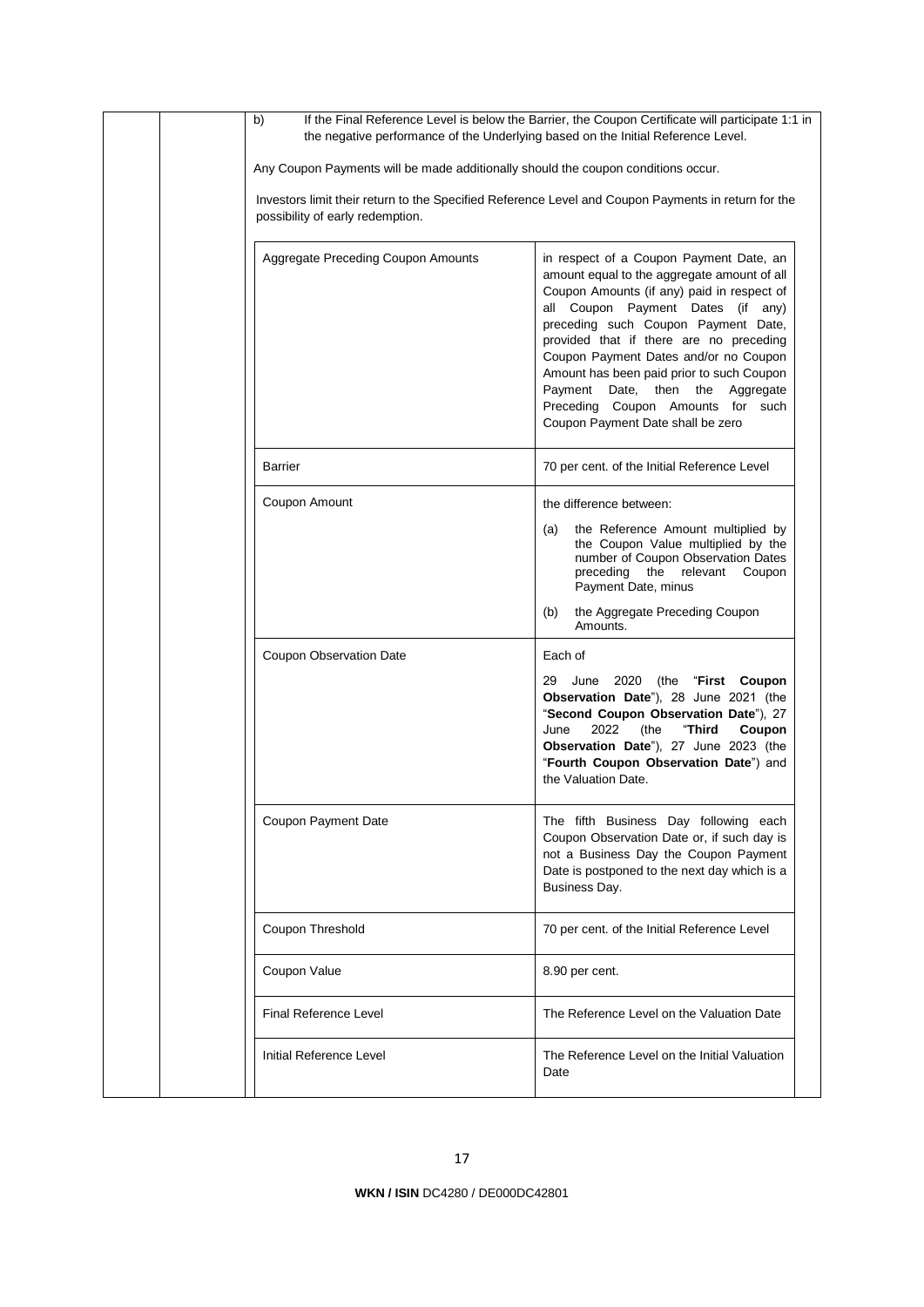b) If the Final Reference Level is below the Barrier, the Coupon Certificate will participate 1:1 in the negative performance of the Underlying based on the Initial Reference Level.

Any Coupon Payments will be made additionally should the coupon conditions occur.

Investors limit their return to the Specified Reference Level and Coupon Payments in return for the possibility of early redemption.

| | |
|---|---|
| Aggregate Preceding Coupon Amounts | in respect of a Coupon Payment Date, an amount equal to the aggregate amount of all Coupon Amounts (if any) paid in respect of all Coupon Payment Dates (if any) preceding such Coupon Payment Date, provided that if there are no preceding Coupon Payment Dates and/or no Coupon Amount has been paid prior to such Coupon Payment Date, then the Aggregate Preceding Coupon Amounts for such Coupon Payment Date shall be zero |
| Barrier | 70 per cent. of the Initial Reference Level |
| Coupon Amount | the difference between:<br>(a) the Reference Amount multiplied by the Coupon Value multiplied by the number of Coupon Observation Dates preceding the relevant Coupon Payment Date, minus<br>(b) the Aggregate Preceding Coupon Amounts. |
| Coupon Observation Date | Each of<br>29 June 2020 (the "**First Coupon Observation Date**"), 28 June 2021 (the "**Second Coupon Observation Date**"), 27 June 2022 (the "**Third Coupon Observation Date**"), 27 June 2023 (the "**Fourth Coupon Observation Date**") and the Valuation Date. |
| Coupon Payment Date | The fifth Business Day following each Coupon Observation Date or, if such day is not a Business Day the Coupon Payment Date is postponed to the next day which is a Business Day. |
| Coupon Threshold | 70 per cent. of the Initial Reference Level |
| Coupon Value | 8.90 per cent. |
| Final Reference Level | The Reference Level on the Valuation Date |
| Initial Reference Level | The Reference Level on the Initial Valuation Date |

**WKN / ISIN** DC4280 / DE000DC42801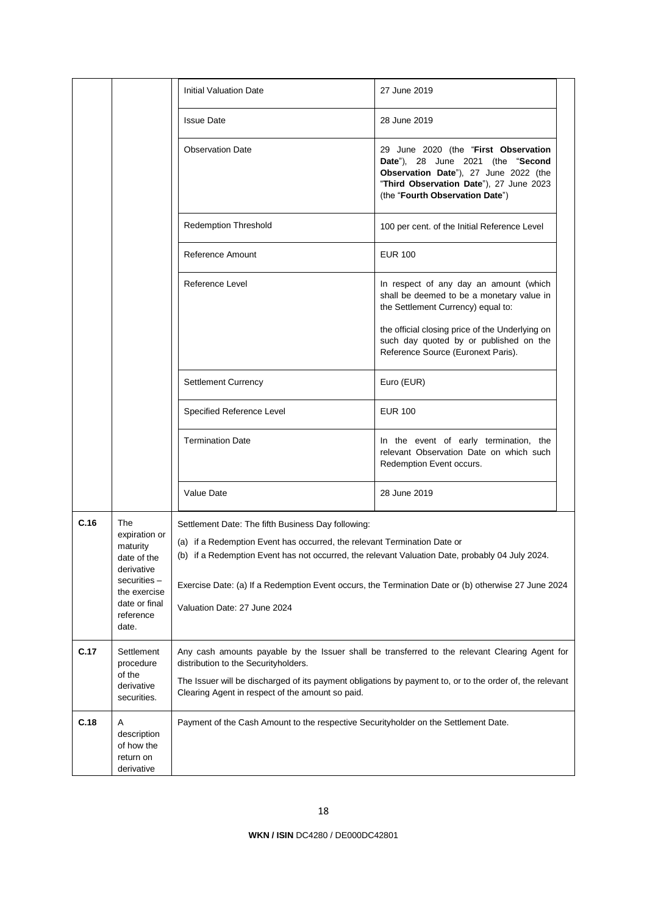| | | | |
|---|---|---|---|
| | | Initial Valuation Date | 27 June 2019 |
| | | Issue Date | 28 June 2019 |
| | | Observation Date | 29 June 2020 (the "**First Observation Date**"), 28 June 2021 (the "**Second Observation Date**"), 27 June 2022 (the "**Third Observation Date**"), 27 June 2023 (the "**Fourth Observation Date**") |
| | | Redemption Threshold | 100 per cent. of the Initial Reference Level |
| | | Reference Amount | EUR 100 |
| | | Reference Level | In respect of any day an amount (which shall be deemed to be a monetary value in the Settlement Currency) equal to:<br><br>the official closing price of the Underlying on such day quoted by or published on the Reference Source (Euronext Paris). |
| | | Settlement Currency | Euro (EUR) |
| | | Specified Reference Level | EUR 100 |
| | | Termination Date | In the event of early termination, the relevant Observation Date on which such Redemption Event occurs. |
| | | Value Date | 28 June 2019 |
| **C.16** | The expiration or maturity date of the derivative securities – the exercise date or final reference date. | Settlement Date: The fifth Business Day following:<br><br>(a) if a Redemption Event has occurred, the relevant Termination Date or<br>(b) if a Redemption Event has not occurred, the relevant Valuation Date, probably 04 July 2024.<br><br>Exercise Date: (a) If a Redemption Event occurs, the Termination Date or (b) otherwise 27 June 2024<br><br>Valuation Date: 27 June 2024 | |
| **C.17** | Settlement procedure of the derivative securities. | Any cash amounts payable by the Issuer shall be transferred to the relevant Clearing Agent for distribution to the Securityholders.<br><br>The Issuer will be discharged of its payment obligations by payment to, or to the order of, the relevant Clearing Agent in respect of the amount so paid. | |
| **C.18** | A description of how the return on derivative | Payment of the Cash Amount to the respective Securityholder on the Settlement Date. | |

**WKN / ISIN** DC4280 / DE000DC42801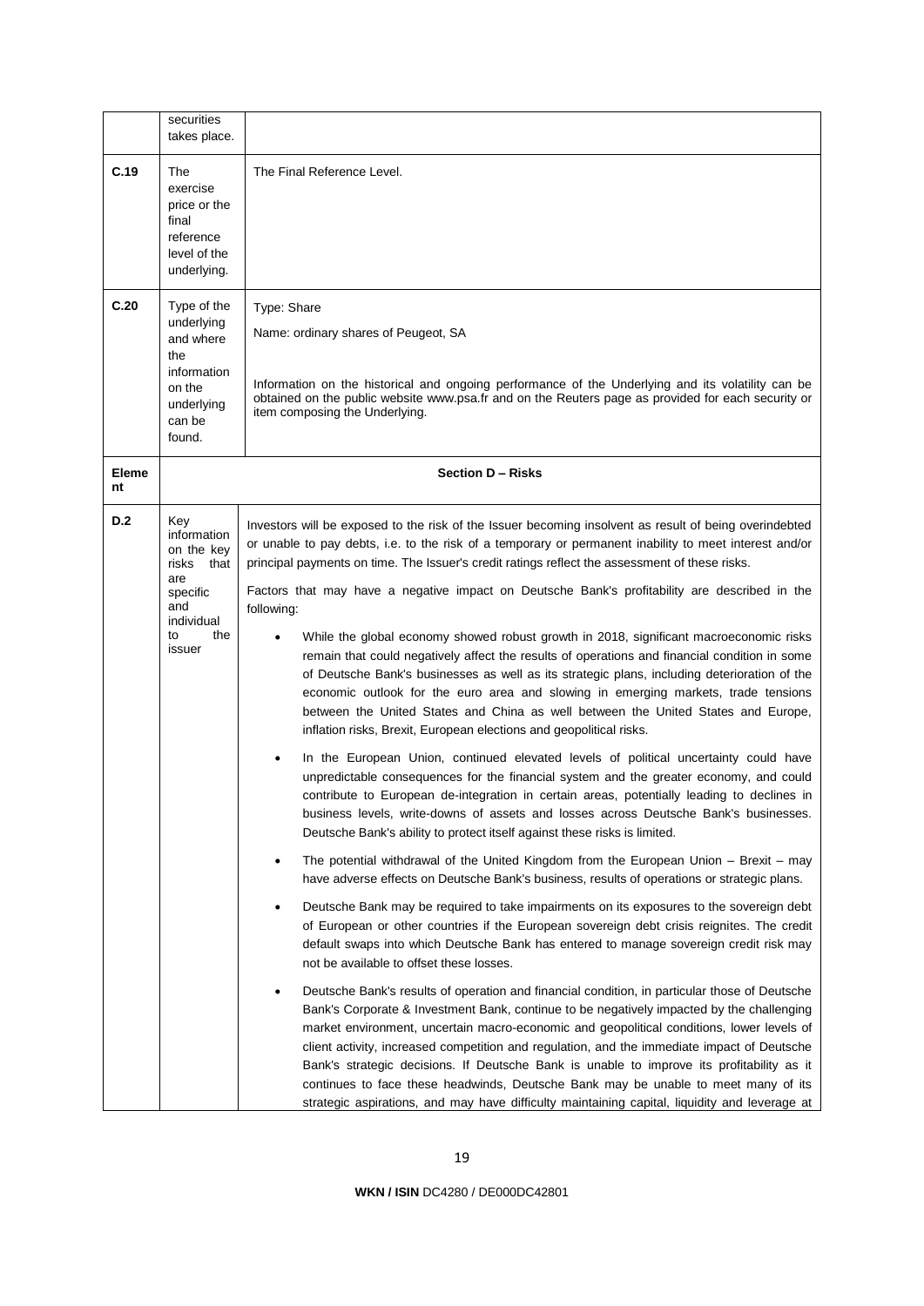| | | |
|---|---|---|
| | securities takes place. | |
| **C.19** | The exercise price or the final reference level of the underlying. | The Final Reference Level. |
| **C.20** | Type of the underlying and where the information on the underlying can be found. | Type: Share<br><br>Name: ordinary shares of Peugeot, SA<br><br>Information on the historical and ongoing performance of the Underlying and its volatility can be obtained on the public website www.psa.fr and on the Reuters page as provided for each security or item composing the Underlying. |
| **Element** | **Section D – Risks** | |
| **D.2** | Key information on the key risks that are specific and individual to the issuer | Investors will be exposed to the risk of the Issuer becoming insolvent as result of being overindebted or unable to pay debts, i.e. to the risk of a temporary or permanent inability to meet interest and/or principal payments on time. The Issuer's credit ratings reflect the assessment of these risks.<br><br>Factors that may have a negative impact on Deutsche Bank's profitability are described in the following:<br><br>• While the global economy showed robust growth in 2018, significant macroeconomic risks remain that could negatively affect the results of operations and financial condition in some of Deutsche Bank's businesses as well as its strategic plans, including deterioration of the economic outlook for the euro area and slowing in emerging markets, trade tensions between the United States and China as well between the United States and Europe, inflation risks, Brexit, European elections and geopolitical risks.<br><br>• In the European Union, continued elevated levels of political uncertainty could have unpredictable consequences for the financial system and the greater economy, and could contribute to European de-integration in certain areas, potentially leading to declines in business levels, write-downs of assets and losses across Deutsche Bank's businesses. Deutsche Bank's ability to protect itself against these risks is limited.<br><br>• The potential withdrawal of the United Kingdom from the European Union – Brexit – may have adverse effects on Deutsche Bank's business, results of operations or strategic plans.<br><br>• Deutsche Bank may be required to take impairments on its exposures to the sovereign debt of European or other countries if the European sovereign debt crisis reignites. The credit default swaps into which Deutsche Bank has entered to manage sovereign credit risk may not be available to offset these losses.<br><br>• Deutsche Bank's results of operation and financial condition, in particular those of Deutsche Bank's Corporate & Investment Bank, continue to be negatively impacted by the challenging market environment, uncertain macro-economic and geopolitical conditions, lower levels of client activity, increased competition and regulation, and the immediate impact of Deutsche Bank's strategic decisions. If Deutsche Bank is unable to improve its profitability as it continues to face these headwinds, Deutsche Bank may be unable to meet many of its strategic aspirations, and may have difficulty maintaining capital, liquidity and leverage at |

**WKN / ISIN** DC4280 / DE000DC42801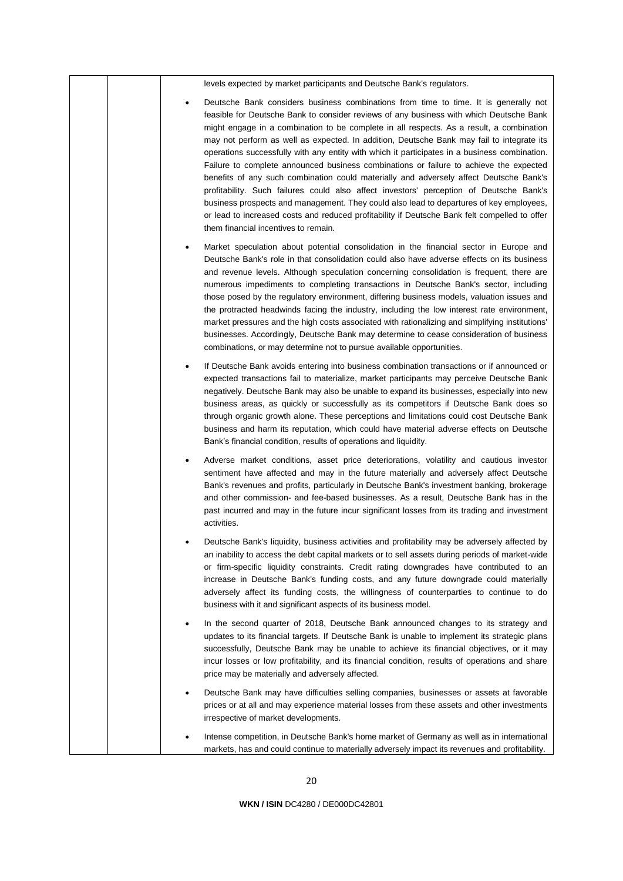levels expected by market participants and Deutsche Bank's regulators.

- Deutsche Bank considers business combinations from time to time. It is generally not feasible for Deutsche Bank to consider reviews of any business with which Deutsche Bank might engage in a combination to be complete in all respects. As a result, a combination may not perform as well as expected. In addition, Deutsche Bank may fail to integrate its operations successfully with any entity with which it participates in a business combination. Failure to complete announced business combinations or failure to achieve the expected benefits of any such combination could materially and adversely affect Deutsche Bank's profitability. Such failures could also affect investors' perception of Deutsche Bank's business prospects and management. They could also lead to departures of key employees, or lead to increased costs and reduced profitability if Deutsche Bank felt compelled to offer them financial incentives to remain.

- Market speculation about potential consolidation in the financial sector in Europe and Deutsche Bank's role in that consolidation could also have adverse effects on its business and revenue levels. Although speculation concerning consolidation is frequent, there are numerous impediments to completing transactions in Deutsche Bank's sector, including those posed by the regulatory environment, differing business models, valuation issues and the protracted headwinds facing the industry, including the low interest rate environment, market pressures and the high costs associated with rationalizing and simplifying institutions' businesses. Accordingly, Deutsche Bank may determine to cease consideration of business combinations, or may determine not to pursue available opportunities.

- If Deutsche Bank avoids entering into business combination transactions or if announced or expected transactions fail to materialize, market participants may perceive Deutsche Bank negatively. Deutsche Bank may also be unable to expand its businesses, especially into new business areas, as quickly or successfully as its competitors if Deutsche Bank does so through organic growth alone. These perceptions and limitations could cost Deutsche Bank business and harm its reputation, which could have material adverse effects on Deutsche Bank's financial condition, results of operations and liquidity.

- Adverse market conditions, asset price deteriorations, volatility and cautious investor sentiment have affected and may in the future materially and adversely affect Deutsche Bank's revenues and profits, particularly in Deutsche Bank's investment banking, brokerage and other commission- and fee-based businesses. As a result, Deutsche Bank has in the past incurred and may in the future incur significant losses from its trading and investment activities.

- Deutsche Bank's liquidity, business activities and profitability may be adversely affected by an inability to access the debt capital markets or to sell assets during periods of market-wide or firm-specific liquidity constraints. Credit rating downgrades have contributed to an increase in Deutsche Bank's funding costs, and any future downgrade could materially adversely affect its funding costs, the willingness of counterparties to continue to do business with it and significant aspects of its business model.

- In the second quarter of 2018, Deutsche Bank announced changes to its strategy and updates to its financial targets. If Deutsche Bank is unable to implement its strategic plans successfully, Deutsche Bank may be unable to achieve its financial objectives, or it may incur losses or low profitability, and its financial condition, results of operations and share price may be materially and adversely affected.

- Deutsche Bank may have difficulties selling companies, businesses or assets at favorable prices or at all and may experience material losses from these assets and other investments irrespective of market developments.

- Intense competition, in Deutsche Bank's home market of Germany as well as in international markets, has and could continue to materially adversely impact its revenues and profitability.

**WKN / ISIN** DC4280 / DE000DC42801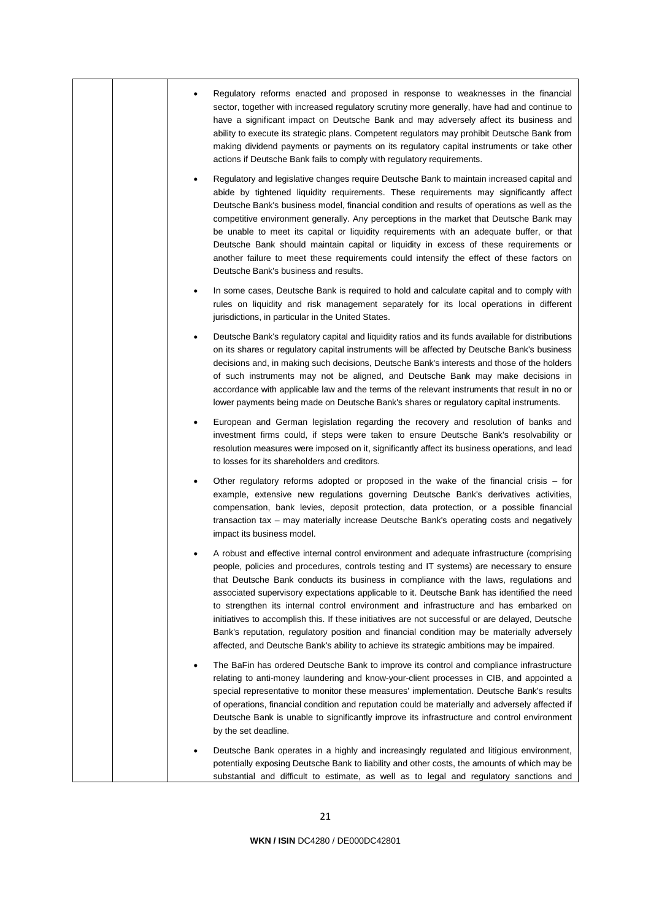- Regulatory reforms enacted and proposed in response to weaknesses in the financial sector, together with increased regulatory scrutiny more generally, have had and continue to have a significant impact on Deutsche Bank and may adversely affect its business and ability to execute its strategic plans. Competent regulators may prohibit Deutsche Bank from making dividend payments or payments on its regulatory capital instruments or take other actions if Deutsche Bank fails to comply with regulatory requirements.

- Regulatory and legislative changes require Deutsche Bank to maintain increased capital and abide by tightened liquidity requirements. These requirements may significantly affect Deutsche Bank's business model, financial condition and results of operations as well as the competitive environment generally. Any perceptions in the market that Deutsche Bank may be unable to meet its capital or liquidity requirements with an adequate buffer, or that Deutsche Bank should maintain capital or liquidity in excess of these requirements or another failure to meet these requirements could intensify the effect of these factors on Deutsche Bank's business and results.

- In some cases, Deutsche Bank is required to hold and calculate capital and to comply with rules on liquidity and risk management separately for its local operations in different jurisdictions, in particular in the United States.

- Deutsche Bank's regulatory capital and liquidity ratios and its funds available for distributions on its shares or regulatory capital instruments will be affected by Deutsche Bank's business decisions and, in making such decisions, Deutsche Bank's interests and those of the holders of such instruments may not be aligned, and Deutsche Bank may make decisions in accordance with applicable law and the terms of the relevant instruments that result in no or lower payments being made on Deutsche Bank's shares or regulatory capital instruments.

- European and German legislation regarding the recovery and resolution of banks and investment firms could, if steps were taken to ensure Deutsche Bank's resolvability or resolution measures were imposed on it, significantly affect its business operations, and lead to losses for its shareholders and creditors.

- Other regulatory reforms adopted or proposed in the wake of the financial crisis – for example, extensive new regulations governing Deutsche Bank's derivatives activities, compensation, bank levies, deposit protection, data protection, or a possible financial transaction tax – may materially increase Deutsche Bank's operating costs and negatively impact its business model.

- A robust and effective internal control environment and adequate infrastructure (comprising people, policies and procedures, controls testing and IT systems) are necessary to ensure that Deutsche Bank conducts its business in compliance with the laws, regulations and associated supervisory expectations applicable to it. Deutsche Bank has identified the need to strengthen its internal control environment and infrastructure and has embarked on initiatives to accomplish this. If these initiatives are not successful or are delayed, Deutsche Bank's reputation, regulatory position and financial condition may be materially adversely affected, and Deutsche Bank's ability to achieve its strategic ambitions may be impaired.

- The BaFin has ordered Deutsche Bank to improve its control and compliance infrastructure relating to anti-money laundering and know-your-client processes in CIB, and appointed a special representative to monitor these measures' implementation. Deutsche Bank's results of operations, financial condition and reputation could be materially and adversely affected if Deutsche Bank is unable to significantly improve its infrastructure and control environment by the set deadline.

- Deutsche Bank operates in a highly and increasingly regulated and litigious environment, potentially exposing Deutsche Bank to liability and other costs, the amounts of which may be substantial and difficult to estimate, as well as to legal and regulatory sanctions and

**WKN / ISIN** DC4280 / DE000DC42801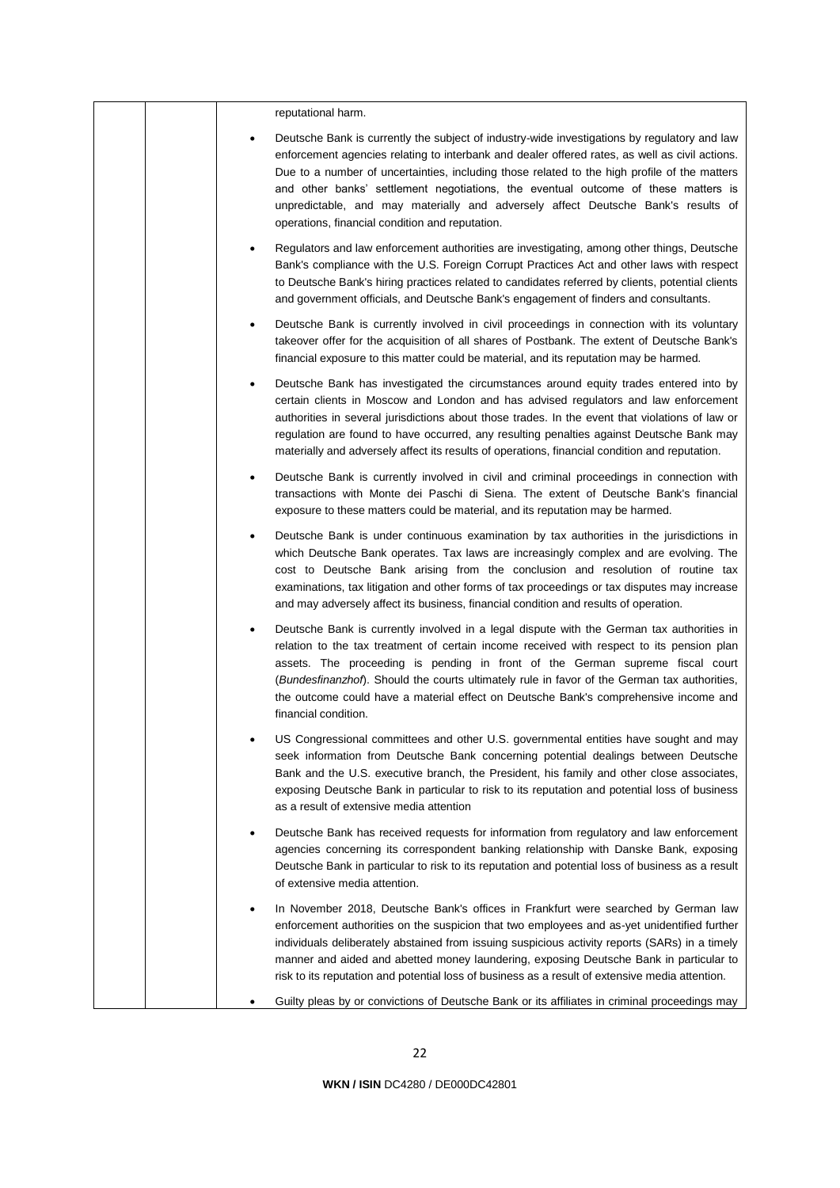reputational harm.

- Deutsche Bank is currently the subject of industry-wide investigations by regulatory and law enforcement agencies relating to interbank and dealer offered rates, as well as civil actions. Due to a number of uncertainties, including those related to the high profile of the matters and other banks' settlement negotiations, the eventual outcome of these matters is unpredictable, and may materially and adversely affect Deutsche Bank's results of operations, financial condition and reputation.
- Regulators and law enforcement authorities are investigating, among other things, Deutsche Bank's compliance with the U.S. Foreign Corrupt Practices Act and other laws with respect to Deutsche Bank's hiring practices related to candidates referred by clients, potential clients and government officials, and Deutsche Bank's engagement of finders and consultants.
- Deutsche Bank is currently involved in civil proceedings in connection with its voluntary takeover offer for the acquisition of all shares of Postbank. The extent of Deutsche Bank's financial exposure to this matter could be material, and its reputation may be harmed.
- Deutsche Bank has investigated the circumstances around equity trades entered into by certain clients in Moscow and London and has advised regulators and law enforcement authorities in several jurisdictions about those trades. In the event that violations of law or regulation are found to have occurred, any resulting penalties against Deutsche Bank may materially and adversely affect its results of operations, financial condition and reputation.
- Deutsche Bank is currently involved in civil and criminal proceedings in connection with transactions with Monte dei Paschi di Siena. The extent of Deutsche Bank's financial exposure to these matters could be material, and its reputation may be harmed.
- Deutsche Bank is under continuous examination by tax authorities in the jurisdictions in which Deutsche Bank operates. Tax laws are increasingly complex and are evolving. The cost to Deutsche Bank arising from the conclusion and resolution of routine tax examinations, tax litigation and other forms of tax proceedings or tax disputes may increase and may adversely affect its business, financial condition and results of operation.
- Deutsche Bank is currently involved in a legal dispute with the German tax authorities in relation to the tax treatment of certain income received with respect to its pension plan assets. The proceeding is pending in front of the German supreme fiscal court (*Bundesfinanzhof*). Should the courts ultimately rule in favor of the German tax authorities, the outcome could have a material effect on Deutsche Bank's comprehensive income and financial condition.
- US Congressional committees and other U.S. governmental entities have sought and may seek information from Deutsche Bank concerning potential dealings between Deutsche Bank and the U.S. executive branch, the President, his family and other close associates, exposing Deutsche Bank in particular to risk to its reputation and potential loss of business as a result of extensive media attention
- Deutsche Bank has received requests for information from regulatory and law enforcement agencies concerning its correspondent banking relationship with Danske Bank, exposing Deutsche Bank in particular to risk to its reputation and potential loss of business as a result of extensive media attention.
- In November 2018, Deutsche Bank's offices in Frankfurt were searched by German law enforcement authorities on the suspicion that two employees and as-yet unidentified further individuals deliberately abstained from issuing suspicious activity reports (SARs) in a timely manner and aided and abetted money laundering, exposing Deutsche Bank in particular to risk to its reputation and potential loss of business as a result of extensive media attention.
- Guilty pleas by or convictions of Deutsche Bank or its affiliates in criminal proceedings may

**WKN / ISIN** DC4280 / DE000DC42801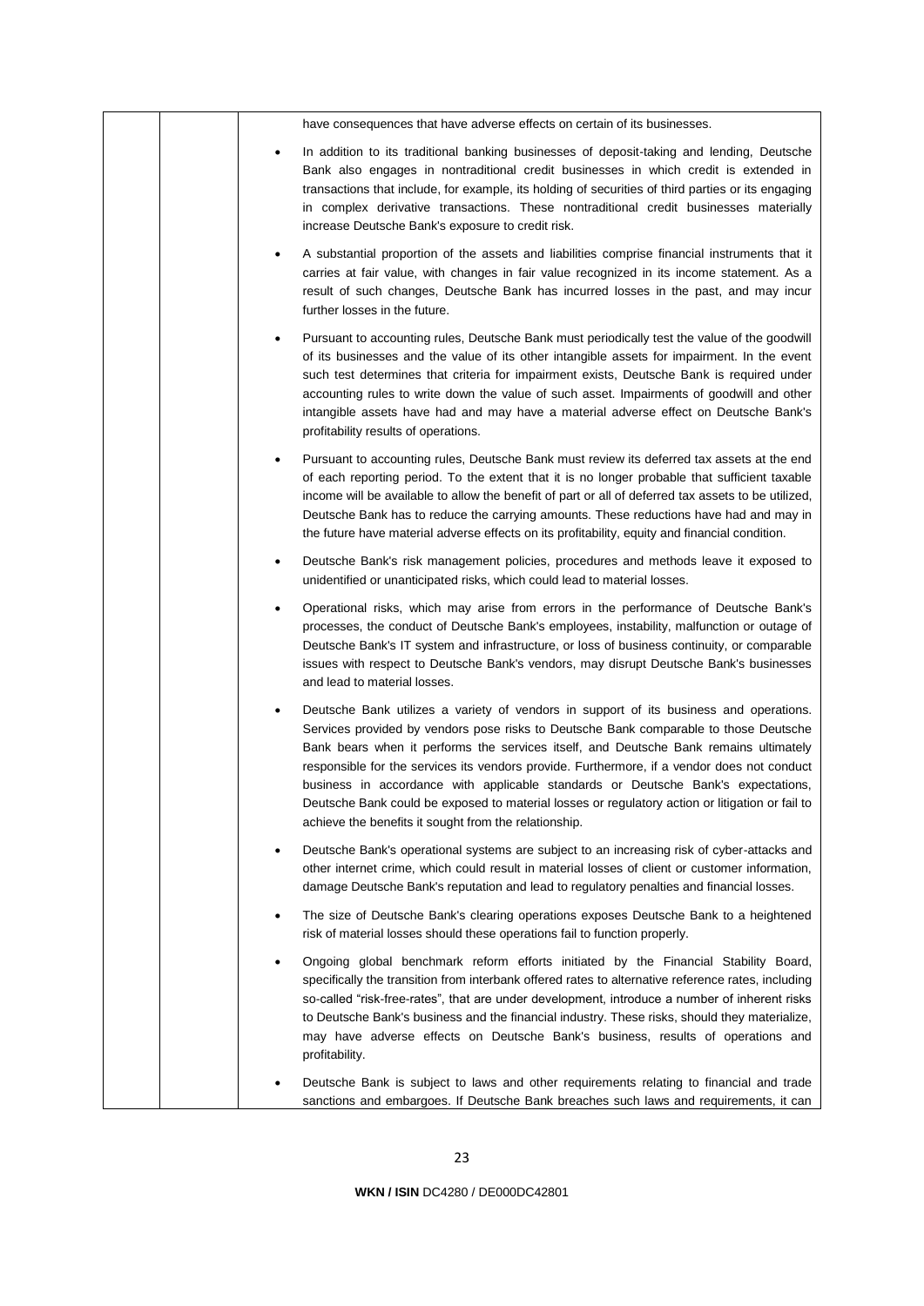have consequences that have adverse effects on certain of its businesses.

- In addition to its traditional banking businesses of deposit-taking and lending, Deutsche Bank also engages in nontraditional credit businesses in which credit is extended in transactions that include, for example, its holding of securities of third parties or its engaging in complex derivative transactions. These nontraditional credit businesses materially increase Deutsche Bank's exposure to credit risk.
- A substantial proportion of the assets and liabilities comprise financial instruments that it carries at fair value, with changes in fair value recognized in its income statement. As a result of such changes, Deutsche Bank has incurred losses in the past, and may incur further losses in the future.
- Pursuant to accounting rules, Deutsche Bank must periodically test the value of the goodwill of its businesses and the value of its other intangible assets for impairment. In the event such test determines that criteria for impairment exists, Deutsche Bank is required under accounting rules to write down the value of such asset. Impairments of goodwill and other intangible assets have had and may have a material adverse effect on Deutsche Bank's profitability results of operations.
- Pursuant to accounting rules, Deutsche Bank must review its deferred tax assets at the end of each reporting period. To the extent that it is no longer probable that sufficient taxable income will be available to allow the benefit of part or all of deferred tax assets to be utilized, Deutsche Bank has to reduce the carrying amounts. These reductions have had and may in the future have material adverse effects on its profitability, equity and financial condition.
- Deutsche Bank's risk management policies, procedures and methods leave it exposed to unidentified or unanticipated risks, which could lead to material losses.
- Operational risks, which may arise from errors in the performance of Deutsche Bank's processes, the conduct of Deutsche Bank's employees, instability, malfunction or outage of Deutsche Bank's IT system and infrastructure, or loss of business continuity, or comparable issues with respect to Deutsche Bank's vendors, may disrupt Deutsche Bank's businesses and lead to material losses.
- Deutsche Bank utilizes a variety of vendors in support of its business and operations. Services provided by vendors pose risks to Deutsche Bank comparable to those Deutsche Bank bears when it performs the services itself, and Deutsche Bank remains ultimately responsible for the services its vendors provide. Furthermore, if a vendor does not conduct business in accordance with applicable standards or Deutsche Bank's expectations, Deutsche Bank could be exposed to material losses or regulatory action or litigation or fail to achieve the benefits it sought from the relationship.
- Deutsche Bank's operational systems are subject to an increasing risk of cyber-attacks and other internet crime, which could result in material losses of client or customer information, damage Deutsche Bank's reputation and lead to regulatory penalties and financial losses.
- The size of Deutsche Bank's clearing operations exposes Deutsche Bank to a heightened risk of material losses should these operations fail to function properly.
- Ongoing global benchmark reform efforts initiated by the Financial Stability Board, specifically the transition from interbank offered rates to alternative reference rates, including so-called "risk-free-rates", that are under development, introduce a number of inherent risks to Deutsche Bank's business and the financial industry. These risks, should they materialize, may have adverse effects on Deutsche Bank's business, results of operations and profitability.
- Deutsche Bank is subject to laws and other requirements relating to financial and trade sanctions and embargoes. If Deutsche Bank breaches such laws and requirements, it can

**WKN / ISIN** DC4280 / DE000DC42801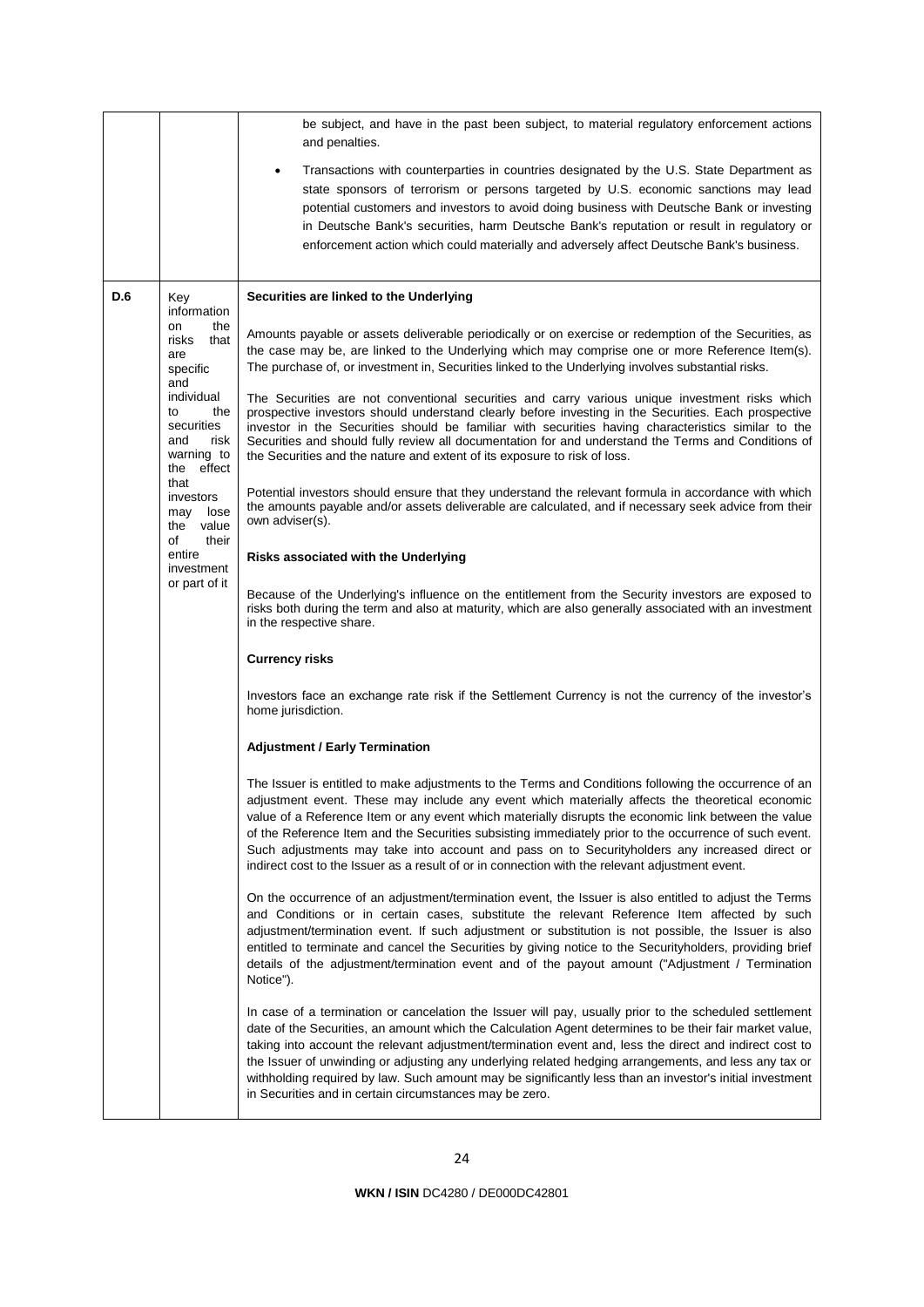| | | |
|---|---|---|
| | | be subject, and have in the past been subject, to material regulatory enforcement actions and penalties.<br><br>• Transactions with counterparties in countries designated by the U.S. State Department as state sponsors of terrorism or persons targeted by U.S. economic sanctions may lead potential customers and investors to avoid doing business with Deutsche Bank or investing in Deutsche Bank's securities, harm Deutsche Bank's reputation or result in regulatory or enforcement action which could materially and adversely affect Deutsche Bank's business. |
| D.6 | Key information on the risks that are specific and individual to the securities and risk warning to the effect that investors may lose the value of their entire investment or part of it | **Securities are linked to the Underlying**<br><br>Amounts payable or assets deliverable periodically or on exercise or redemption of the Securities, as the case may be, are linked to the Underlying which may comprise one or more Reference Item(s). The purchase of, or investment in, Securities linked to the Underlying involves substantial risks.<br><br>The Securities are not conventional securities and carry various unique investment risks which prospective investors should understand clearly before investing in the Securities. Each prospective investor in the Securities should be familiar with securities having characteristics similar to the Securities and should fully review all documentation for and understand the Terms and Conditions of the Securities and the nature and extent of its exposure to risk of loss.<br><br>Potential investors should ensure that they understand the relevant formula in accordance with which the amounts payable and/or assets deliverable are calculated, and if necessary seek advice from their own adviser(s).<br><br>**Risks associated with the Underlying**<br><br>Because of the Underlying's influence on the entitlement from the Security investors are exposed to risks both during the term and also at maturity, which are also generally associated with an investment in the respective share.<br><br>**Currency risks**<br><br>Investors face an exchange rate risk if the Settlement Currency is not the currency of the investor's home jurisdiction.<br><br>**Adjustment / Early Termination**<br><br>The Issuer is entitled to make adjustments to the Terms and Conditions following the occurrence of an adjustment event. These may include any event which materially affects the theoretical economic value of a Reference Item or any event which materially disrupts the economic link between the value of the Reference Item and the Securities subsisting immediately prior to the occurrence of such event. Such adjustments may take into account and pass on to Securityholders any increased direct or indirect cost to the Issuer as a result of or in connection with the relevant adjustment event.<br><br>On the occurrence of an adjustment/termination event, the Issuer is also entitled to adjust the Terms and Conditions or in certain cases, substitute the relevant Reference Item affected by such adjustment/termination event. If such adjustment or substitution is not possible, the Issuer is also entitled to terminate and cancel the Securities by giving notice to the Securityholders, providing brief details of the adjustment/termination event and of the payout amount ("Adjustment / Termination Notice").<br><br>In case of a termination or cancelation the Issuer will pay, usually prior to the scheduled settlement date of the Securities, an amount which the Calculation Agent determines to be their fair market value, taking into account the relevant adjustment/termination event and, less the direct and indirect cost to the Issuer of unwinding or adjusting any underlying related hedging arrangements, and less any tax or withholding required by law. Such amount may be significantly less than an investor's initial investment in Securities and in certain circumstances may be zero. |

**WKN / ISIN** DC4280 / DE000DC42801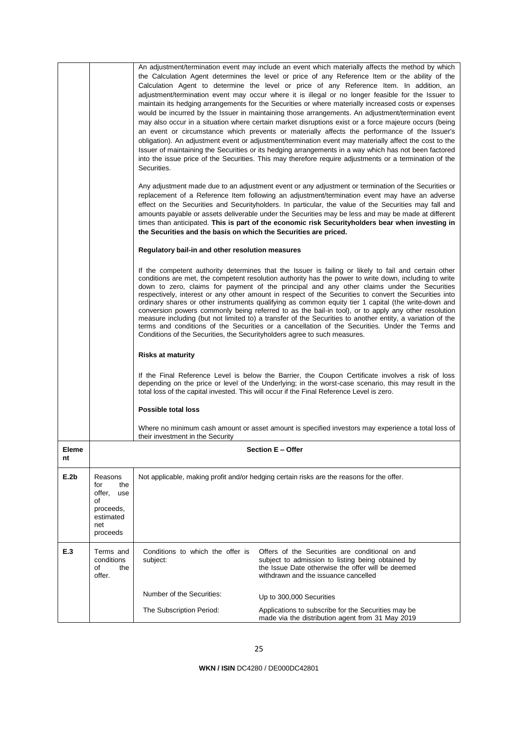| | | | |
|---|---|---|---|
| | | An adjustment/termination event may include an event which materially affects the method by which the Calculation Agent determines the level or price of any Reference Item or the ability of the Calculation Agent to determine the level or price of any Reference Item. In addition, an adjustment/termination event may occur where it is illegal or no longer feasible for the Issuer to maintain its hedging arrangements for the Securities or where materially increased costs or expenses would be incurred by the Issuer in maintaining those arrangements. An adjustment/termination event may also occur in a situation where certain market disruptions exist or a force majeure occurs (being an event or circumstance which prevents or materially affects the performance of the Issuer's obligation). An adjustment event or adjustment/termination event may materially affect the cost to the Issuer of maintaining the Securities or its hedging arrangements in a way which has not been factored into the issue price of the Securities. This may therefore require adjustments or a termination of the Securities.<br><br>Any adjustment made due to an adjustment event or any adjustment or termination of the Securities or replacement of a Reference Item following an adjustment/termination event may have an adverse effect on the Securities and Securityholders. In particular, the value of the Securities may fall and amounts payable or assets deliverable under the Securities may be less and may be made at different times than anticipated. **This is part of the economic risk Securityholders bear when investing in the Securities and the basis on which the Securities are priced.**<br><br>**Regulatory bail-in and other resolution measures**<br><br>If the competent authority determines that the Issuer is failing or likely to fail and certain other conditions are met, the competent resolution authority has the power to write down, including to write down to zero, claims for payment of the principal and any other claims under the Securities respectively, interest or any other amount in respect of the Securities to convert the Securities into ordinary shares or other instruments qualifying as common equity tier 1 capital (the write-down and conversion powers commonly being referred to as the bail-in tool), or to apply any other resolution measure including (but not limited to) a transfer of the Securities to another entity, a variation of the terms and conditions of the Securities or a cancellation of the Securities. Under the Terms and Conditions of the Securities, the Securityholders agree to such measures.<br><br>**Risks at maturity**<br><br>If the Final Reference Level is below the Barrier, the Coupon Certificate involves a risk of loss depending on the price or level of the Underlying; in the worst-case scenario, this may result in the total loss of the capital invested. This will occur if the Final Reference Level is zero.<br><br>**Possible total loss**<br><br>Where no minimum cash amount or asset amount is specified investors may experience a total loss of their investment in the Security | |
| **Element** | | **Section E – Offer** | |
| **E.2b** | Reasons for the offer, use of proceeds, estimated net proceeds | Not applicable, making profit and/or hedging certain risks are the reasons for the offer. | |
| **E.3** | Terms and conditions of the offer. | Conditions to which the offer is subject: | Offers of the Securities are conditional on and subject to admission to listing being obtained by the Issue Date otherwise the offer will be deemed withdrawn and the issuance cancelled |
| | | Number of the Securities: | Up to 300,000 Securities |
| | | The Subscription Period: | Applications to subscribe for the Securities may be made via the distribution agent from 31 May 2019 |

**WKN / ISIN** DC4280 / DE000DC42801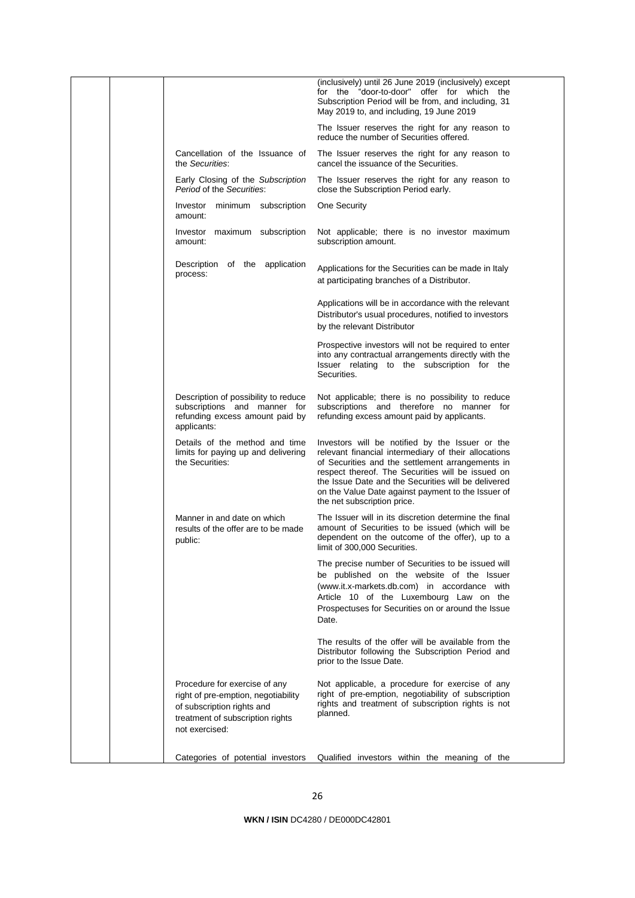| | | | |
|---|---|---|---|
| | | | (inclusively) until 26 June 2019 (inclusively) except for the "door-to-door" offer for which the Subscription Period will be from, and including, 31 May 2019 to, and including, 19 June 2019<br><br>The Issuer reserves the right for any reason to reduce the number of Securities offered. |
| | | Cancellation of the Issuance of the *Securities*: | The Issuer reserves the right for any reason to cancel the issuance of the Securities. |
| | | Early Closing of the *Subscription Period* of the *Securities*: | The Issuer reserves the right for any reason to close the Subscription Period early. |
| | | Investor minimum subscription amount: | One Security |
| | | Investor maximum subscription amount: | Not applicable; there is no investor maximum subscription amount. |
| | | Description of the application process: | Applications for the Securities can be made in Italy at participating branches of a Distributor.<br><br>Applications will be in accordance with the relevant Distributor's usual procedures, notified to investors by the relevant Distributor<br><br>Prospective investors will not be required to enter into any contractual arrangements directly with the Issuer relating to the subscription for the Securities. |
| | | Description of possibility to reduce subscriptions and manner for refunding excess amount paid by applicants: | Not applicable; there is no possibility to reduce subscriptions and therefore no manner for refunding excess amount paid by applicants. |
| | | Details of the method and time limits for paying up and delivering the Securities: | Investors will be notified by the Issuer or the relevant financial intermediary of their allocations of Securities and the settlement arrangements in respect thereof. The Securities will be issued on the Issue Date and the Securities will be delivered on the Value Date against payment to the Issuer of the net subscription price. |
| | | Manner in and date on which results of the offer are to be made public: | The Issuer will in its discretion determine the final amount of Securities to be issued (which will be dependent on the outcome of the offer), up to a limit of 300,000 Securities.<br><br>The precise number of Securities to be issued will be published on the website of the Issuer (www.it.x-markets.db.com) in accordance with Article 10 of the Luxembourg Law on the Prospectuses for Securities on or around the Issue Date.<br><br>The results of the offer will be available from the Distributor following the Subscription Period and prior to the Issue Date. |
| | | Procedure for exercise of any right of pre-emption, negotiability of subscription rights and treatment of subscription rights not exercised: | Not applicable, a procedure for exercise of any right of pre-emption, negotiability of subscription rights and treatment of subscription rights is not planned. |
| | | Categories of potential investors | Qualified investors within the meaning of the |

**WKN / ISIN** DC4280 / DE000DC42801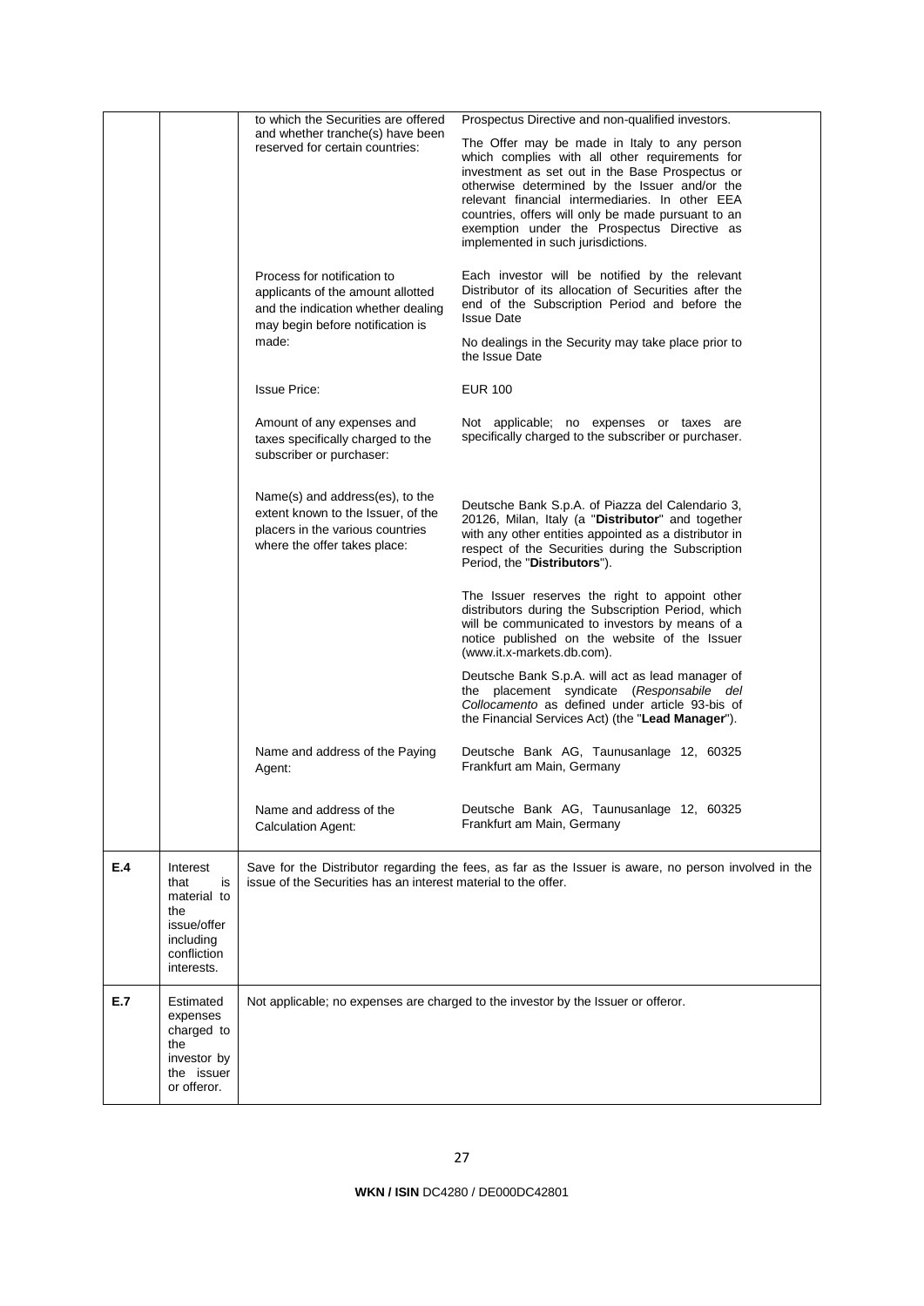| | | | |
|---|---|---|---|
| | | to which the Securities are offered and whether tranche(s) have been reserved for certain countries: | Prospectus Directive and non-qualified investors.<br><br>The Offer may be made in Italy to any person which complies with all other requirements for investment as set out in the Base Prospectus or otherwise determined by the Issuer and/or the relevant financial intermediaries. In other EEA countries, offers will only be made pursuant to an exemption under the Prospectus Directive as implemented in such jurisdictions. |
| | | Process for notification to applicants of the amount allotted and the indication whether dealing may begin before notification is made: | Each investor will be notified by the relevant Distributor of its allocation of Securities after the end of the Subscription Period and before the Issue Date<br><br>No dealings in the Security may take place prior to the Issue Date |
| | | Issue Price: | EUR 100 |
| | | Amount of any expenses and taxes specifically charged to the subscriber or purchaser: | Not applicable; no expenses or taxes are specifically charged to the subscriber or purchaser. |
| | | Name(s) and address(es), to the extent known to the Issuer, of the placers in the various countries where the offer takes place: | Deutsche Bank S.p.A. of Piazza del Calendario 3, 20126, Milan, Italy (a "**Distributor**" and together with any other entities appointed as a distributor in respect of the Securities during the Subscription Period, the "**Distributors**").<br><br>The Issuer reserves the right to appoint other distributors during the Subscription Period, which will be communicated to investors by means of a notice published on the website of the Issuer (www.it.x-markets.db.com).<br><br>Deutsche Bank S.p.A. will act as lead manager of the placement syndicate (*Responsabile del Collocamento* as defined under article 93-bis of the Financial Services Act) (the "**Lead Manager**"). |
| | | Name and address of the Paying Agent: | Deutsche Bank AG, Taunusanlage 12, 60325 Frankfurt am Main, Germany |
| | | Name and address of the Calculation Agent: | Deutsche Bank AG, Taunusanlage 12, 60325 Frankfurt am Main, Germany |
| **E.4** | Interest that is material to the issue/offer including confliction interests. | Save for the Distributor regarding the fees, as far as the Issuer is aware, no person involved in the issue of the Securities has an interest material to the offer. | |
| **E.7** | Estimated expenses charged to the investor by the issuer or offeror. | Not applicable; no expenses are charged to the investor by the Issuer or offeror. | |

**WKN / ISIN** DC4280 / DE000DC42801